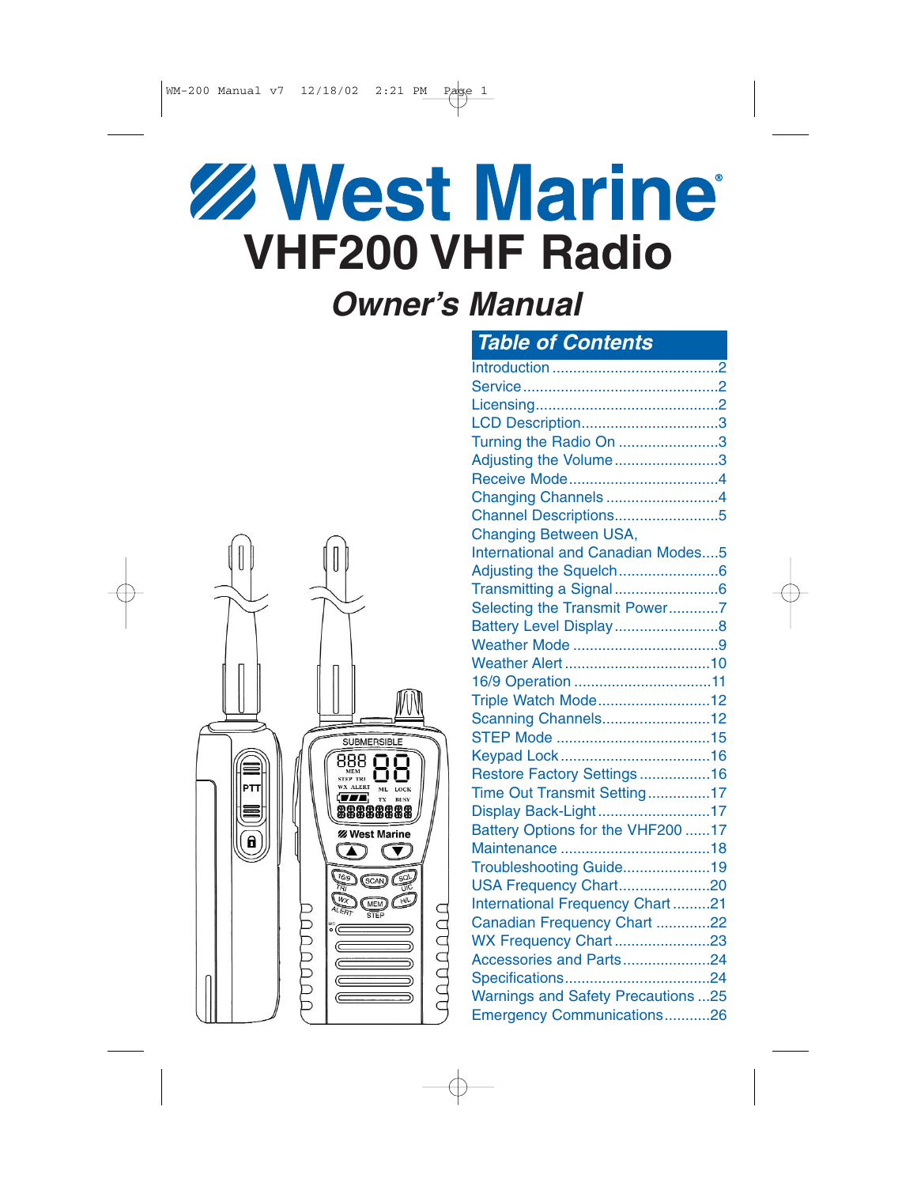# West Marine

# VHF200 VHF Radio

## *Owner's Manual*

### Table of Contents

| | |
|---|---|
| Introduction | 2 |
| Service | 2 |
| Licensing | 2 |
| LCD Description | 3 |
| Turning the Radio On | 3 |
| Adjusting the Volume | 3 |
| Receive Mode | 4 |
| Changing Channels | 4 |
| Channel Descriptions | 5 |
| Changing Between USA, International and Canadian Modes | 5 |
| Adjusting the Squelch | 6 |
| Transmitting a Signal | 6 |
| Selecting the Transmit Power | 7 |
| Battery Level Display | 8 |
| Weather Mode | 9 |
| Weather Alert | 10 |
| 16/9 Operation | 11 |
| Triple Watch Mode | 12 |
| Scanning Channels | 12 |
| STEP Mode | 15 |
| Keypad Lock | 16 |
| Restore Factory Settings | 16 |
| Time Out Transmit Setting | 17 |
| Display Back-Light | 17 |
| Battery Options for the VHF200 | 17 |
| Maintenance | 18 |
| Troubleshooting Guide | 19 |
| USA Frequency Chart | 20 |
| International Frequency Chart | 21 |
| Canadian Frequency Chart | 22 |
| WX Frequency Chart | 23 |
| Accessories and Parts | 24 |
| Specifications | 24 |
| Warnings and Safety Precautions | 25 |
| Emergency Communications | 26 |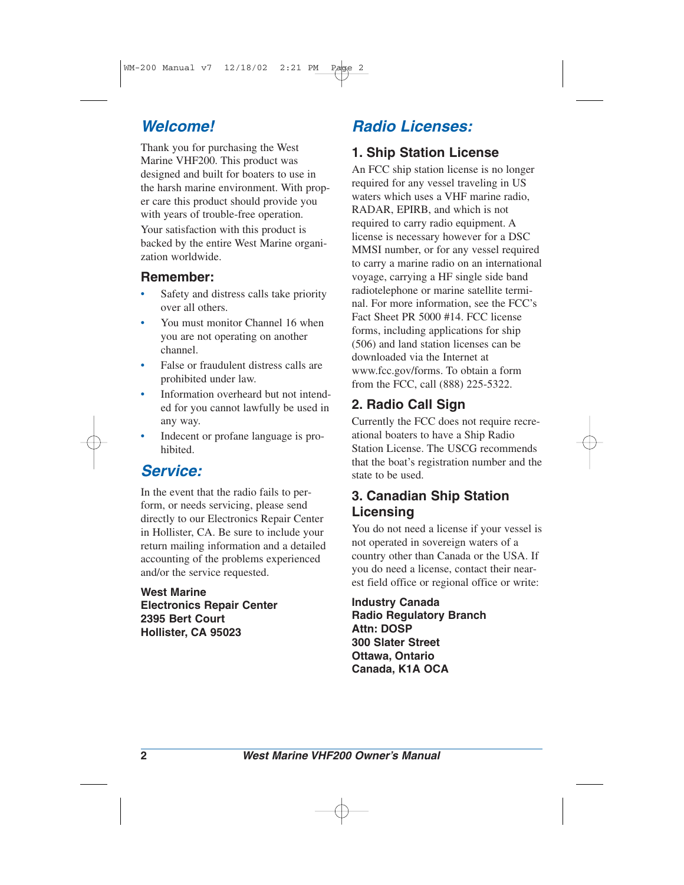## *Welcome!*

Thank you for purchasing the West Marine VHF200. This product was designed and built for boaters to use in the harsh marine environment. With proper care this product should provide you with years of trouble-free operation.

Your satisfaction with this product is backed by the entire West Marine organization worldwide.

### Remember:

- Safety and distress calls take priority over all others.
- You must monitor Channel 16 when you are not operating on another channel.
- False or fraudulent distress calls are prohibited under law.
- Information overheard but not intended for you cannot lawfully be used in any way.
- Indecent or profane language is prohibited.

## *Service:*

In the event that the radio fails to perform, or needs servicing, please send directly to our Electronics Repair Center in Hollister, CA. Be sure to include your return mailing information and a detailed accounting of the problems experienced and/or the service requested.

**West Marine**
**Electronics Repair Center**
**2395 Bert Court**
**Hollister, CA 95023**

## *Radio Licenses:*

### 1. Ship Station License

An FCC ship station license is no longer required for any vessel traveling in US waters which uses a VHF marine radio, RADAR, EPIRB, and which is not required to carry radio equipment. A license is necessary however for a DSC MMSI number, or for any vessel required to carry a marine radio on an international voyage, carrying a HF single side band radiotelephone or marine satellite terminal. For more information, see the FCC's Fact Sheet PR 5000 #14. FCC license forms, including applications for ship (506) and land station licenses can be downloaded via the Internet at www.fcc.gov/forms. To obtain a form from the FCC, call (888) 225-5322.

### 2. Radio Call Sign

Currently the FCC does not require recreational boaters to have a Ship Radio Station License. The USCG recommends that the boat's registration number and the state to be used.

### 3. Canadian Ship Station Licensing

You do not need a license if your vessel is not operated in sovereign waters of a country other than Canada or the USA. If you do need a license, contact their nearest field office or regional office or write:

**Industry Canada**
**Radio Regulatory Branch**
**Attn: DOSP**
**300 Slater Street**
**Ottawa, Ontario**
**Canada, K1A OCA**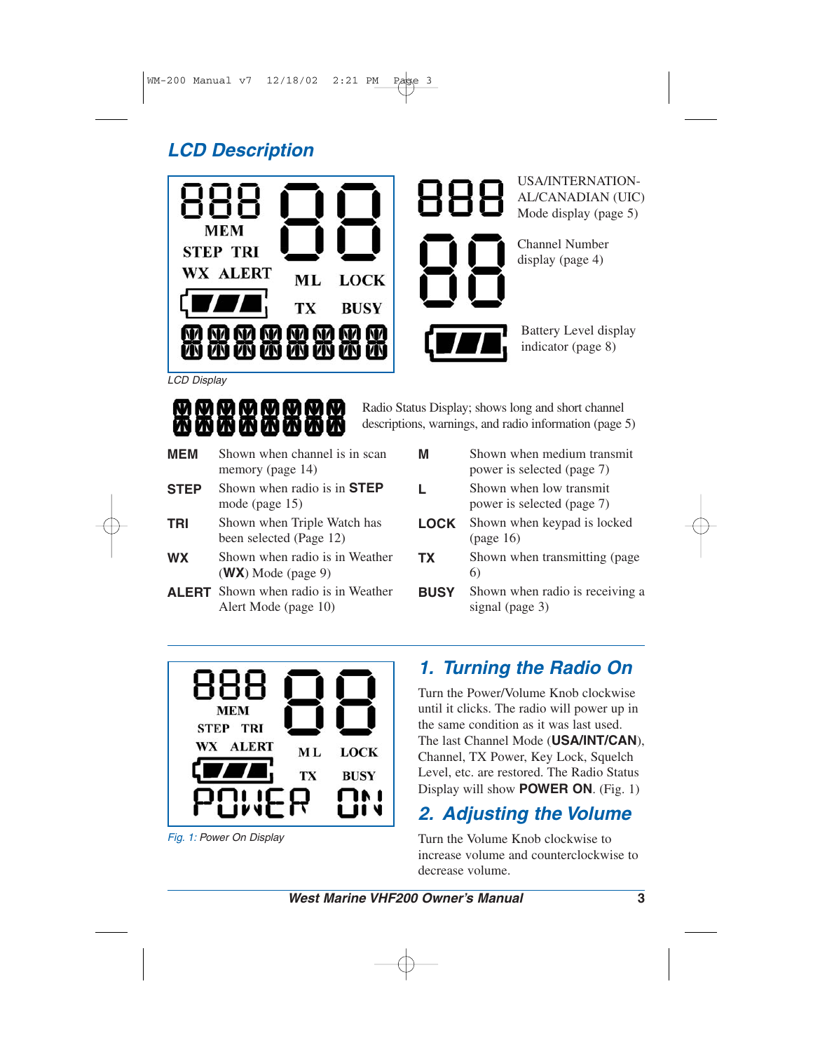## LCD Description

LCD Display

888 — USA/INTERNATIONAL/CANADIAN (UIC) Mode display (page 5)

88 — Channel Number display (page 4)

Battery Level display indicator (page 8)

Radio Status Display; shows long and short channel descriptions, warnings, and radio information (page 5)

| | | | |
|---|---|---|---|
| **MEM** | Shown when channel is in scan memory (page 14) | **M** | Shown when medium transmit power is selected (page 7) |
| **STEP** | Shown when radio is in **STEP** mode (page 15) | **L** | Shown when low transmit power is selected (page 7) |
| **TRI** | Shown when Triple Watch has been selected (Page 12) | **LOCK** | Shown when keypad is locked (page 16) |
| **WX** | Shown when radio is in Weather (**WX**) Mode (page 9) | **TX** | Shown when transmitting (page 6) |
| **ALERT** | Shown when radio is in Weather Alert Mode (page 10) | **BUSY** | Shown when radio is receiving a signal (page 3) |

*Fig. 1: Power On Display*

## 1. Turning the Radio On

Turn the Power/Volume Knob clockwise until it clicks. The radio will power up in the same condition as it was last used. The last Channel Mode (**USA/INT/CAN**), Channel, TX Power, Key Lock, Squelch Level, etc. are restored. The Radio Status Display will show **POWER ON**. (Fig. 1)

## 2. Adjusting the Volume

Turn the Volume Knob clockwise to increase volume and counterclockwise to decrease volume.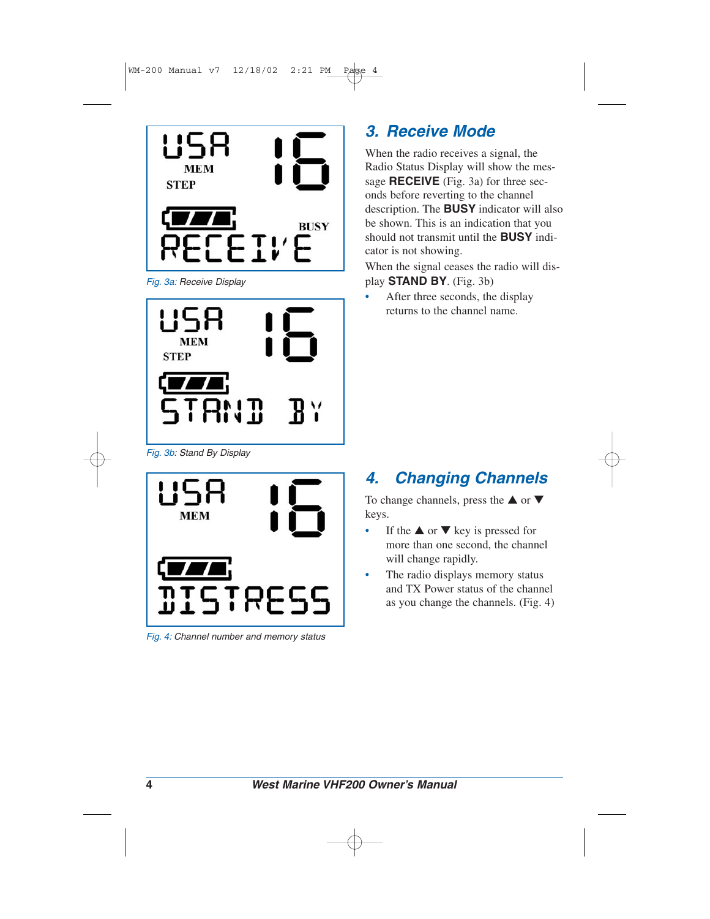Fig. 3a: Receive Display

Fig. 3b: Stand By Display

Fig. 4: Channel number and memory status

## 3. Receive Mode

When the radio receives a signal, the Radio Status Display will show the message **RECEIVE** (Fig. 3a) for three seconds before reverting to the channel description. The **BUSY** indicator will also be shown. This is an indication that you should not transmit until the **BUSY** indicator is not showing.

When the signal ceases the radio will display **STAND BY**. (Fig. 3b)

- After three seconds, the display returns to the channel name.

## 4. Changing Channels

To change channels, press the ▲ or ▼ keys.

- If the ▲ or ▼ key is pressed for more than one second, the channel will change rapidly.
- The radio displays memory status and TX Power status of the channel as you change the channels. (Fig. 4)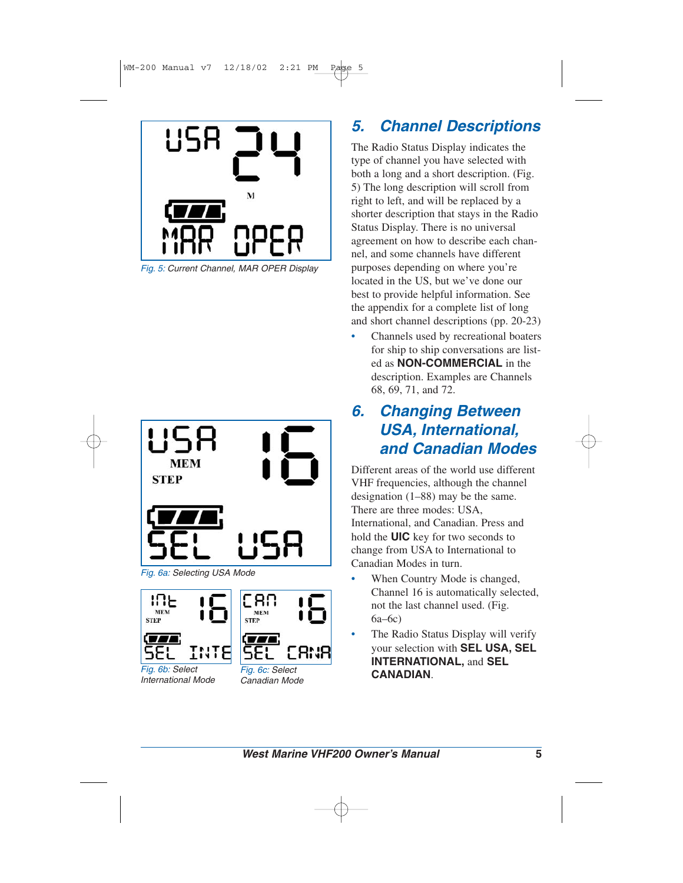Fig. 5: Current Channel, MAR OPER Display

## 5. Channel Descriptions

The Radio Status Display indicates the type of channel you have selected with both a long and a short description. (Fig. 5) The long description will scroll from right to left, and will be replaced by a shorter description that stays in the Radio Status Display. There is no universal agreement on how to describe each channel, and some channels have different purposes depending on where you're located in the US, but we've done our best to provide helpful information. See the appendix for a complete list of long and short channel descriptions (pp. 20-23)

- Channels used by recreational boaters for ship to ship conversations are listed as **NON-COMMERCIAL** in the description. Examples are Channels 68, 69, 71, and 72.

## 6. Changing Between USA, International, and Canadian Modes

Different areas of the world use different VHF frequencies, although the channel designation (1–88) may be the same. There are three modes: USA, International, and Canadian. Press and hold the **UIC** key for two seconds to change from USA to International to Canadian Modes in turn.

- When Country Mode is changed, Channel 16 is automatically selected, not the last channel used. (Fig. 6a–6c)
- The Radio Status Display will verify your selection with **SEL USA, SEL INTERNATIONAL,** and **SEL CANADIAN**.

Fig. 6a: Selecting USA Mode

Fig. 6b: Select International Mode

Fig. 6c: Select Canadian Mode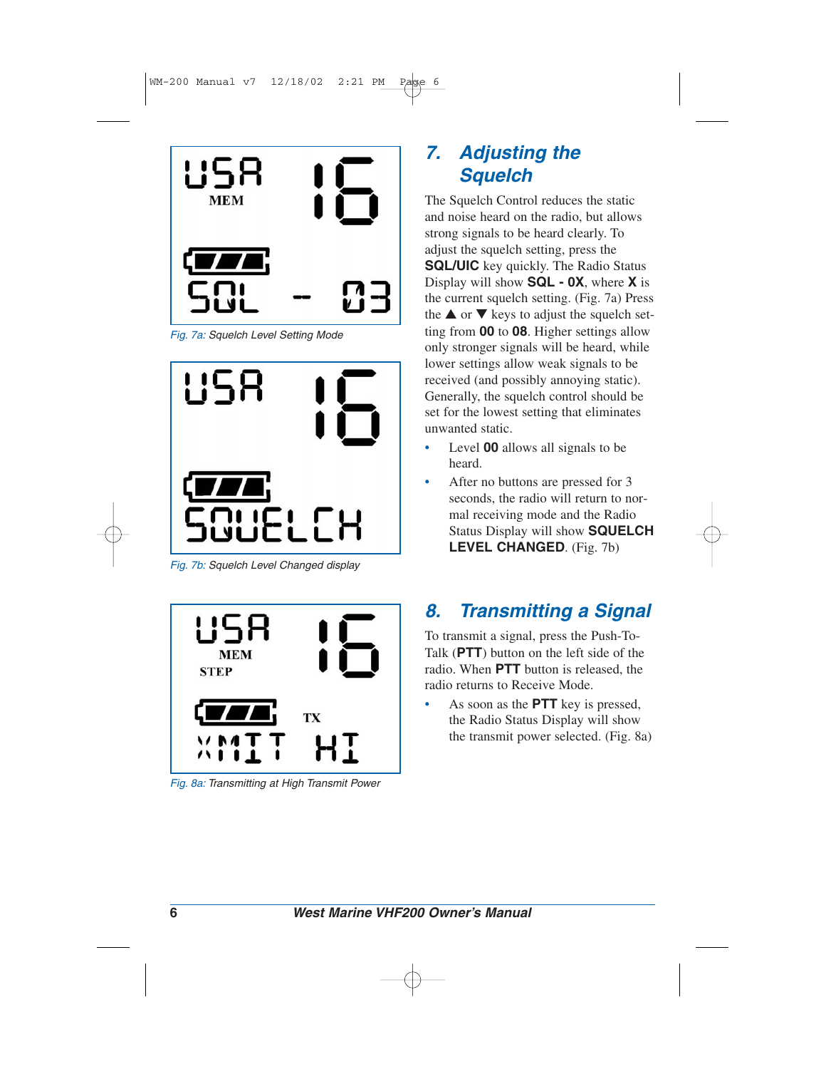Fig. 7a: Squelch Level Setting Mode

Fig. 7b: Squelch Level Changed display

Fig. 8a: Transmitting at High Transmit Power

## 7. Adjusting the Squelch

The Squelch Control reduces the static and noise heard on the radio, but allows strong signals to be heard clearly. To adjust the squelch setting, press the **SQL/UIC** key quickly. The Radio Status Display will show **SQL - 0X**, where **X** is the current squelch setting. (Fig. 7a) Press the ▲ or ▼ keys to adjust the squelch setting from **00** to **08**. Higher settings allow only stronger signals will be heard, while lower settings allow weak signals to be received (and possibly annoying static). Generally, the squelch control should be set for the lowest setting that eliminates unwanted static.

- Level **00** allows all signals to be heard.
- After no buttons are pressed for 3 seconds, the radio will return to normal receiving mode and the Radio Status Display will show **SQUELCH LEVEL CHANGED**. (Fig. 7b)

## 8. Transmitting a Signal

To transmit a signal, press the Push-To-Talk (**PTT**) button on the left side of the radio. When **PTT** button is released, the radio returns to Receive Mode.

- As soon as the **PTT** key is pressed, the Radio Status Display will show the transmit power selected. (Fig. 8a)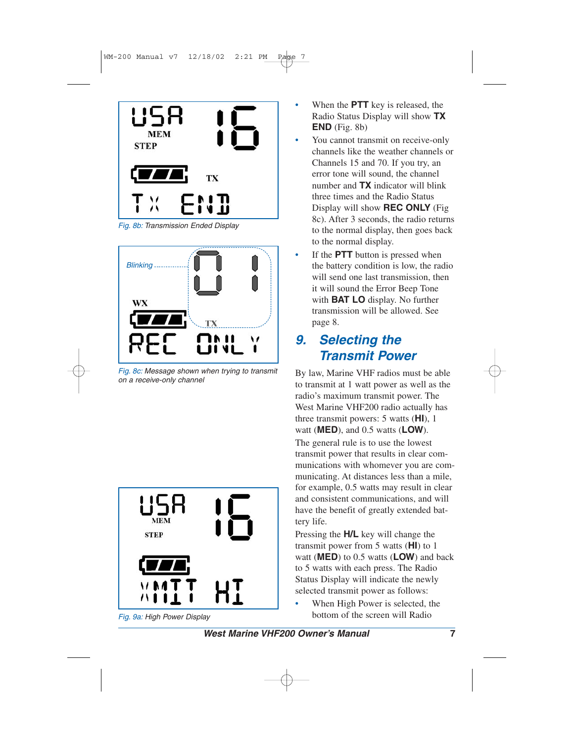Fig. 8b: Transmission Ended Display

Fig. 8c: Message shown when trying to transmit on a receive-only channel

Fig. 9a: High Power Display

- When the **PTT** key is released, the Radio Status Display will show **TX END** (Fig. 8b)
- You cannot transmit on receive-only channels like the weather channels or Channels 15 and 70. If you try, an error tone will sound, the channel number and **TX** indicator will blink three times and the Radio Status Display will show **REC ONLY** (Fig 8c). After 3 seconds, the radio returns to the normal display, then goes back to the normal display.
- If the **PTT** button is pressed when the battery condition is low, the radio will send one last transmission, then it will sound the Error Beep Tone with **BAT LO** display. No further transmission will be allowed. See page 8.

## 9. Selecting the Transmit Power

By law, Marine VHF radios must be able to transmit at 1 watt power as well as the radio's maximum transmit power. The West Marine VHF200 radio actually has three transmit powers: 5 watts (**HI**), 1 watt (**MED**), and 0.5 watts (**LOW**).

The general rule is to use the lowest transmit power that results in clear communications with whomever you are communicating. At distances less than a mile, for example, 0.5 watts may result in clear and consistent communications, and will have the benefit of greatly extended battery life.

Pressing the **H/L** key will change the transmit power from 5 watts (**HI**) to 1 watt (**MED**) to 0.5 watts (**LOW**) and back to 5 watts with each press. The Radio Status Display will indicate the newly selected transmit power as follows:

- When High Power is selected, the bottom of the screen will Radio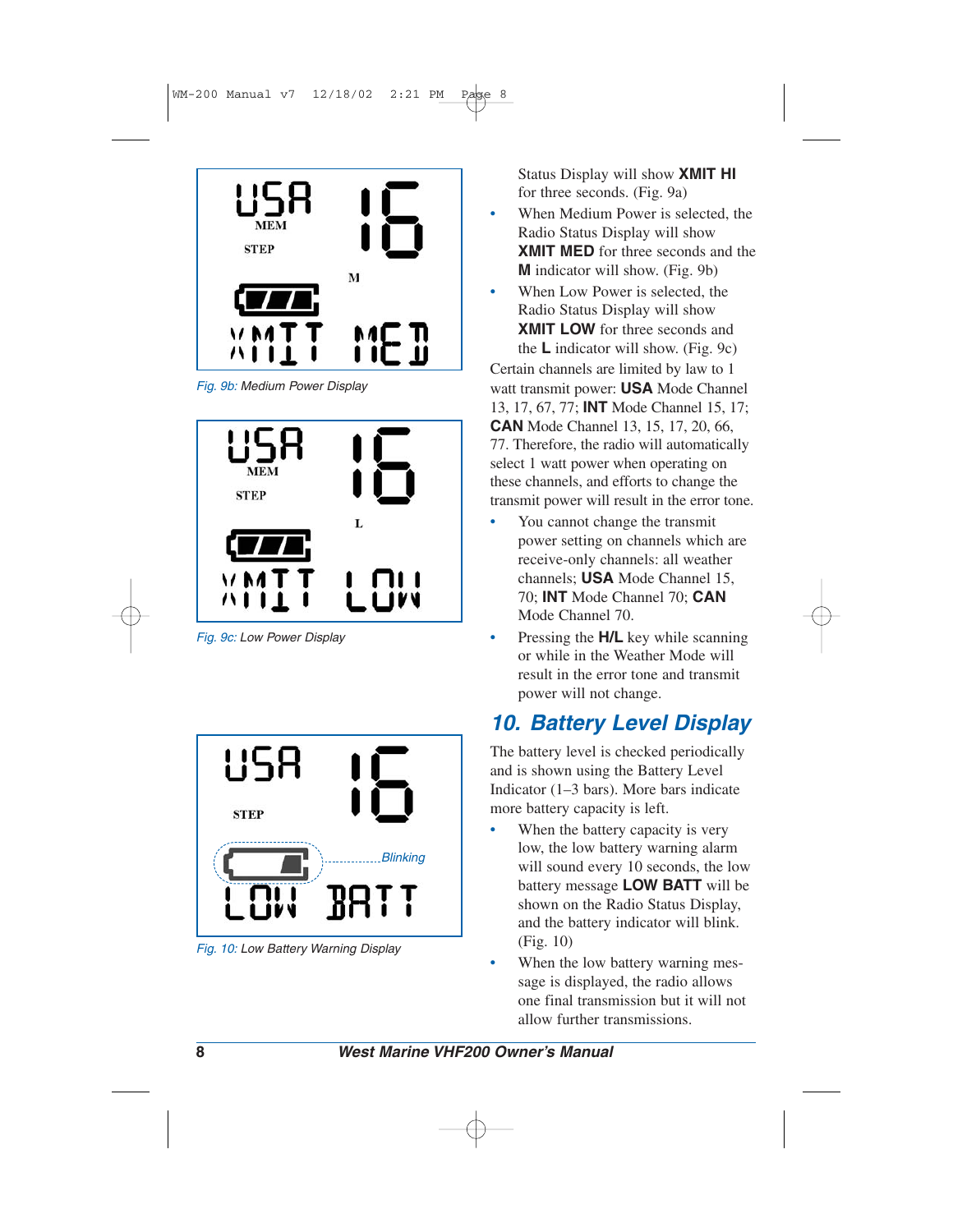Fig. 9b: Medium Power Display

Fig. 9c: Low Power Display

Fig. 10: Low Battery Warning Display

Status Display will show **XMIT HI** for three seconds. (Fig. 9a)

- When Medium Power is selected, the Radio Status Display will show **XMIT MED** for three seconds and the **M** indicator will show. (Fig. 9b)
- When Low Power is selected, the Radio Status Display will show **XMIT LOW** for three seconds and the **L** indicator will show. (Fig. 9c)

Certain channels are limited by law to 1 watt transmit power: **USA** Mode Channel 13, 17, 67, 77; **INT** Mode Channel 15, 17; **CAN** Mode Channel 13, 15, 17, 20, 66, 77. Therefore, the radio will automatically select 1 watt power when operating on these channels, and efforts to change the transmit power will result in the error tone.

- You cannot change the transmit power setting on channels which are receive-only channels: all weather channels; **USA** Mode Channel 15, 70; **INT** Mode Channel 70; **CAN** Mode Channel 70.
- Pressing the **H/L** key while scanning or while in the Weather Mode will result in the error tone and transmit power will not change.

## 10. Battery Level Display

The battery level is checked periodically and is shown using the Battery Level Indicator (1–3 bars). More bars indicate more battery capacity is left.

- When the battery capacity is very low, the low battery warning alarm will sound every 10 seconds, the low battery message **LOW BATT** will be shown on the Radio Status Display, and the battery indicator will blink. (Fig. 10)
- When the low battery warning message is displayed, the radio allows one final transmission but it will not allow further transmissions.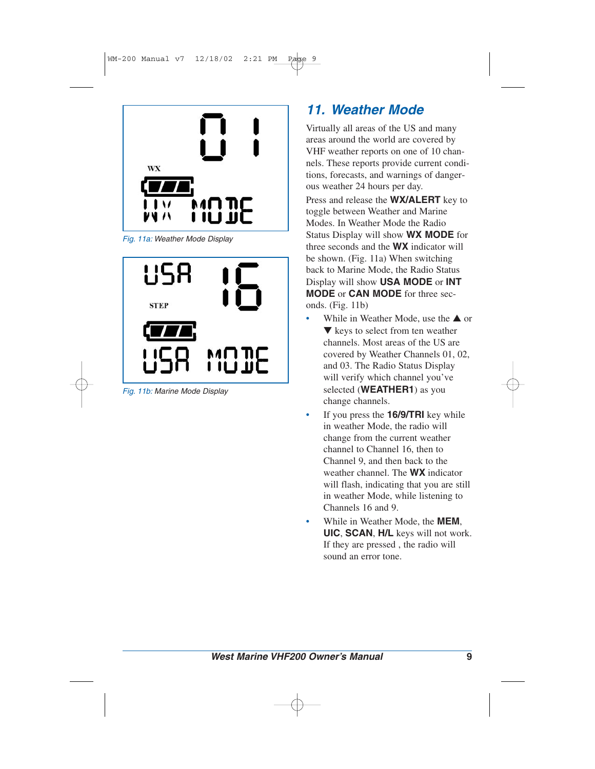## 11. Weather Mode

Fig. 11a: Weather Mode Display

Fig. 11b: Marine Mode Display

Virtually all areas of the US and many areas around the world are covered by VHF weather reports on one of 10 channels. These reports provide current conditions, forecasts, and warnings of dangerous weather 24 hours per day.

Press and release the **WX/ALERT** key to toggle between Weather and Marine Modes. In Weather Mode the Radio Status Display will show **WX MODE** for three seconds and the **WX** indicator will be shown. (Fig. 11a) When switching back to Marine Mode, the Radio Status Display will show **USA MODE** or **INT MODE** or **CAN MODE** for three seconds. (Fig. 11b)

- While in Weather Mode, use the ▲ or ▼ keys to select from ten weather channels. Most areas of the US are covered by Weather Channels 01, 02, and 03. The Radio Status Display will verify which channel you've selected (**WEATHER1**) as you change channels.
- If you press the **16/9/TRI** key while in weather Mode, the radio will change from the current weather channel to Channel 16, then to Channel 9, and then back to the weather channel. The **WX** indicator will flash, indicating that you are still in weather Mode, while listening to Channels 16 and 9.
- While in Weather Mode, the **MEM**, **UIC**, **SCAN**, **H/L** keys will not work. If they are pressed , the radio will sound an error tone.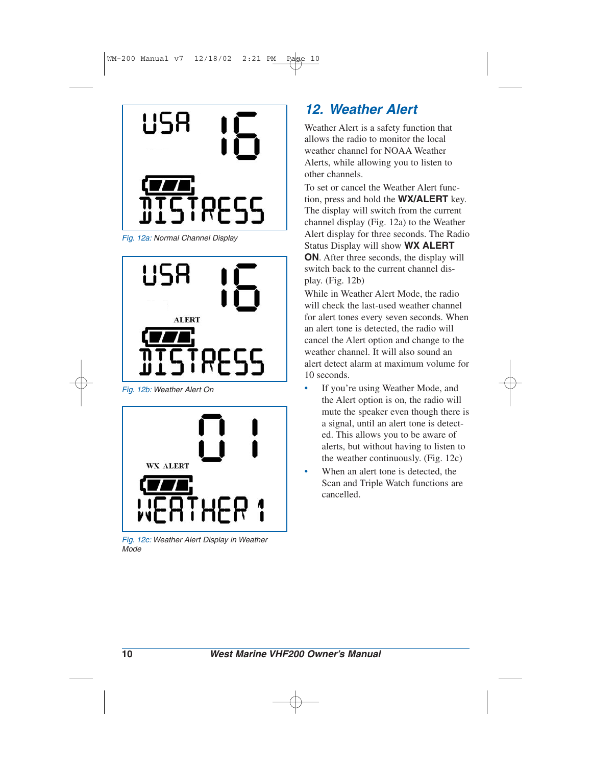USA 16

DISTRESS

*Fig. 12a: Normal Channel Display*

USA 16

ALERT

DISTRESS

*Fig. 12b: Weather Alert On*

01

WX ALERT

WEATHER 1

*Fig. 12c: Weather Alert Display in Weather Mode*

## 12. Weather Alert

Weather Alert is a safety function that allows the radio to monitor the local weather channel for NOAA Weather Alerts, while allowing you to listen to other channels.

To set or cancel the Weather Alert function, press and hold the **WX/ALERT** key. The display will switch from the current channel display (Fig. 12a) to the Weather Alert display for three seconds. The Radio Status Display will show **WX ALERT ON**. After three seconds, the display will switch back to the current channel display. (Fig. 12b)

While in Weather Alert Mode, the radio will check the last-used weather channel for alert tones every seven seconds. When an alert tone is detected, the radio will cancel the Alert option and change to the weather channel. It will also sound an alert detect alarm at maximum volume for 10 seconds.

- If you're using Weather Mode, and the Alert option is on, the radio will mute the speaker even though there is a signal, until an alert tone is detected. This allows you to be aware of alerts, but without having to listen to the weather continuously. (Fig. 12c)
- When an alert tone is detected, the Scan and Triple Watch functions are cancelled.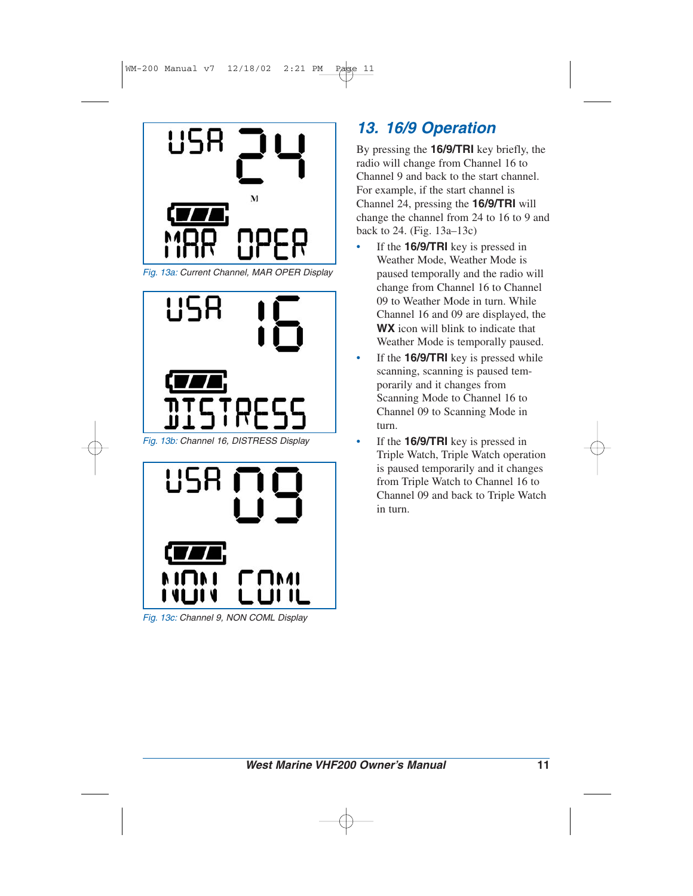## 13. 16/9 Operation

By pressing the **16/9/TRI** key briefly, the radio will change from Channel 16 to Channel 9 and back to the start channel. For example, if the start channel is Channel 24, pressing the **16/9/TRI** will change the channel from 24 to 16 to 9 and back to 24. (Fig. 13a–13c)

- If the **16/9/TRI** key is pressed in Weather Mode, Weather Mode is paused temporally and the radio will change from Channel 16 to Channel 09 to Weather Mode in turn. While Channel 16 and 09 are displayed, the **WX** icon will blink to indicate that Weather Mode is temporally paused.
- If the **16/9/TRI** key is pressed while scanning, scanning is paused temporarily and it changes from Scanning Mode to Channel 16 to Channel 09 to Scanning Mode in turn.
- If the **16/9/TRI** key is pressed in Triple Watch, Triple Watch operation is paused temporarily and it changes from Triple Watch to Channel 16 to Channel 09 and back to Triple Watch in turn.

Fig. 13a: Current Channel, MAR OPER Display

Fig. 13b: Channel 16, DISTRESS Display

Fig. 13c: Channel 9, NON COML Display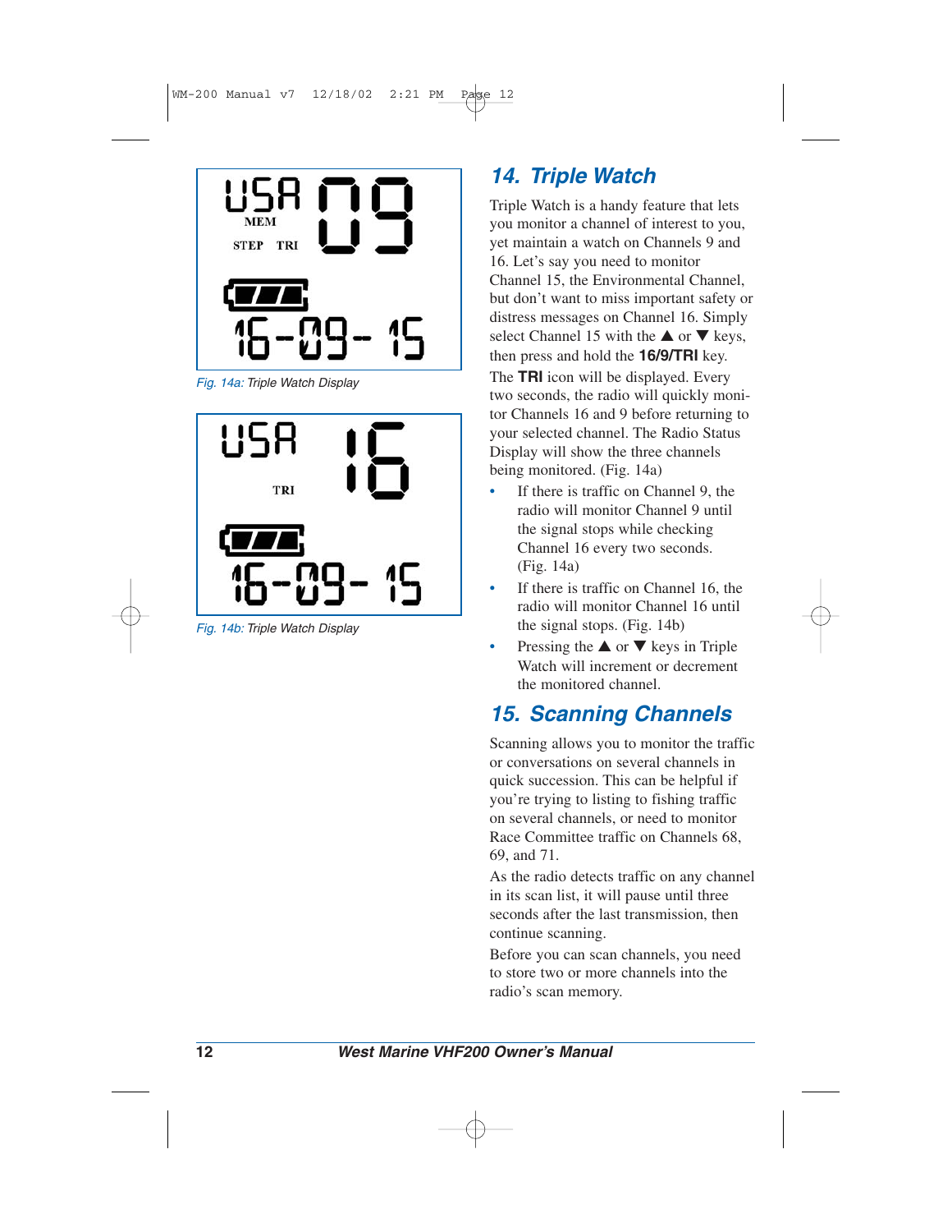Fig. 14a: Triple Watch Display

Fig. 14b: Triple Watch Display

## 14. Triple Watch

Triple Watch is a handy feature that lets you monitor a channel of interest to you, yet maintain a watch on Channels 9 and 16. Let's say you need to monitor Channel 15, the Environmental Channel, but don't want to miss important safety or distress messages on Channel 16. Simply select Channel 15 with the ▲ or ▼ keys, then press and hold the **16/9/TRI** key.

The **TRI** icon will be displayed. Every two seconds, the radio will quickly monitor Channels 16 and 9 before returning to your selected channel. The Radio Status Display will show the three channels being monitored. (Fig. 14a)

- If there is traffic on Channel 9, the radio will monitor Channel 9 until the signal stops while checking Channel 16 every two seconds. (Fig. 14a)
- If there is traffic on Channel 16, the radio will monitor Channel 16 until the signal stops. (Fig. 14b)
- Pressing the ▲ or ▼ keys in Triple Watch will increment or decrement the monitored channel.

## 15. Scanning Channels

Scanning allows you to monitor the traffic or conversations on several channels in quick succession. This can be helpful if you're trying to listing to fishing traffic on several channels, or need to monitor Race Committee traffic on Channels 68, 69, and 71.

As the radio detects traffic on any channel in its scan list, it will pause until three seconds after the last transmission, then continue scanning.

Before you can scan channels, you need to store two or more channels into the radio's scan memory.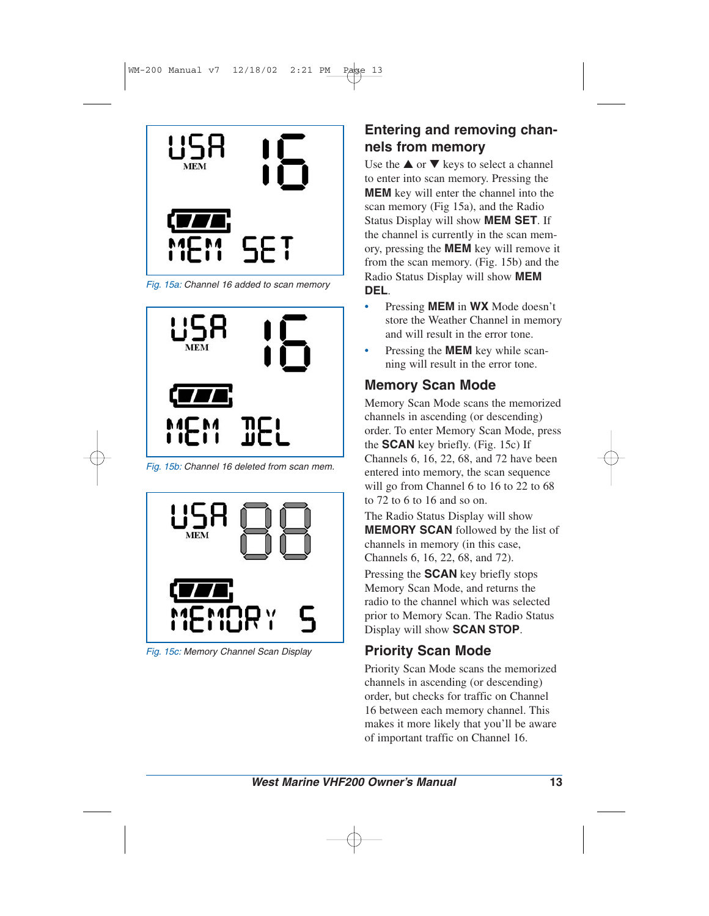Fig. 15a: Channel 16 added to scan memory

Fig. 15b: Channel 16 deleted from scan mem.

Fig. 15c: Memory Channel Scan Display

## Entering and removing channels from memory

Use the ▲ or ▼ keys to select a channel to enter into scan memory. Pressing the **MEM** key will enter the channel into the scan memory (Fig 15a), and the Radio Status Display will show **MEM SET**. If the channel is currently in the scan memory, pressing the **MEM** key will remove it from the scan memory. (Fig. 15b) and the Radio Status Display will show **MEM DEL**.

- Pressing **MEM** in **WX** Mode doesn't store the Weather Channel in memory and will result in the error tone.
- Pressing the **MEM** key while scanning will result in the error tone.

## Memory Scan Mode

Memory Scan Mode scans the memorized channels in ascending (or descending) order. To enter Memory Scan Mode, press the **SCAN** key briefly. (Fig. 15c) If Channels 6, 16, 22, 68, and 72 have been entered into memory, the scan sequence will go from Channel 6 to 16 to 22 to 68 to 72 to 6 to 16 and so on.

The Radio Status Display will show **MEMORY SCAN** followed by the list of channels in memory (in this case, Channels 6, 16, 22, 68, and 72).

Pressing the **SCAN** key briefly stops Memory Scan Mode, and returns the radio to the channel which was selected prior to Memory Scan. The Radio Status Display will show **SCAN STOP**.

## Priority Scan Mode

Priority Scan Mode scans the memorized channels in ascending (or descending) order, but checks for traffic on Channel 16 between each memory channel. This makes it more likely that you'll be aware of important traffic on Channel 16.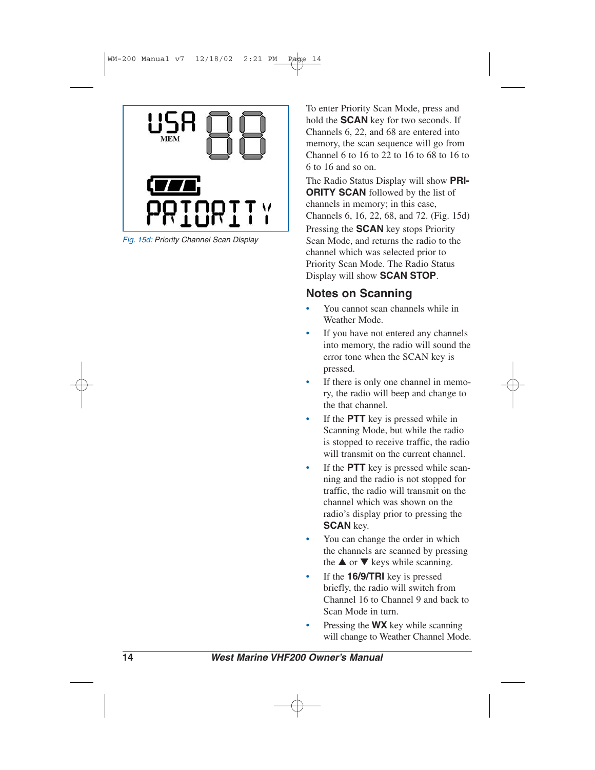Fig. 15d: Priority Channel Scan Display

To enter Priority Scan Mode, press and hold the **SCAN** key for two seconds. If Channels 6, 22, and 68 are entered into memory, the scan sequence will go from Channel 6 to 16 to 22 to 16 to 68 to 16 to 6 to 16 and so on.

The Radio Status Display will show **PRIORITY SCAN** followed by the list of channels in memory; in this case, Channels 6, 16, 22, 68, and 72. (Fig. 15d)

Pressing the **SCAN** key stops Priority Scan Mode, and returns the radio to the channel which was selected prior to Priority Scan Mode. The Radio Status Display will show **SCAN STOP**.

## Notes on Scanning

- You cannot scan channels while in Weather Mode.
- If you have not entered any channels into memory, the radio will sound the error tone when the SCAN key is pressed.
- If there is only one channel in memory, the radio will beep and change to the that channel.
- If the **PTT** key is pressed while in Scanning Mode, but while the radio is stopped to receive traffic, the radio will transmit on the current channel.
- If the **PTT** key is pressed while scanning and the radio is not stopped for traffic, the radio will transmit on the channel which was shown on the radio's display prior to pressing the **SCAN** key.
- You can change the order in which the channels are scanned by pressing the ▲ or ▼ keys while scanning.
- If the **16/9/TRI** key is pressed briefly, the radio will switch from Channel 16 to Channel 9 and back to Scan Mode in turn.
- Pressing the **WX** key while scanning will change to Weather Channel Mode.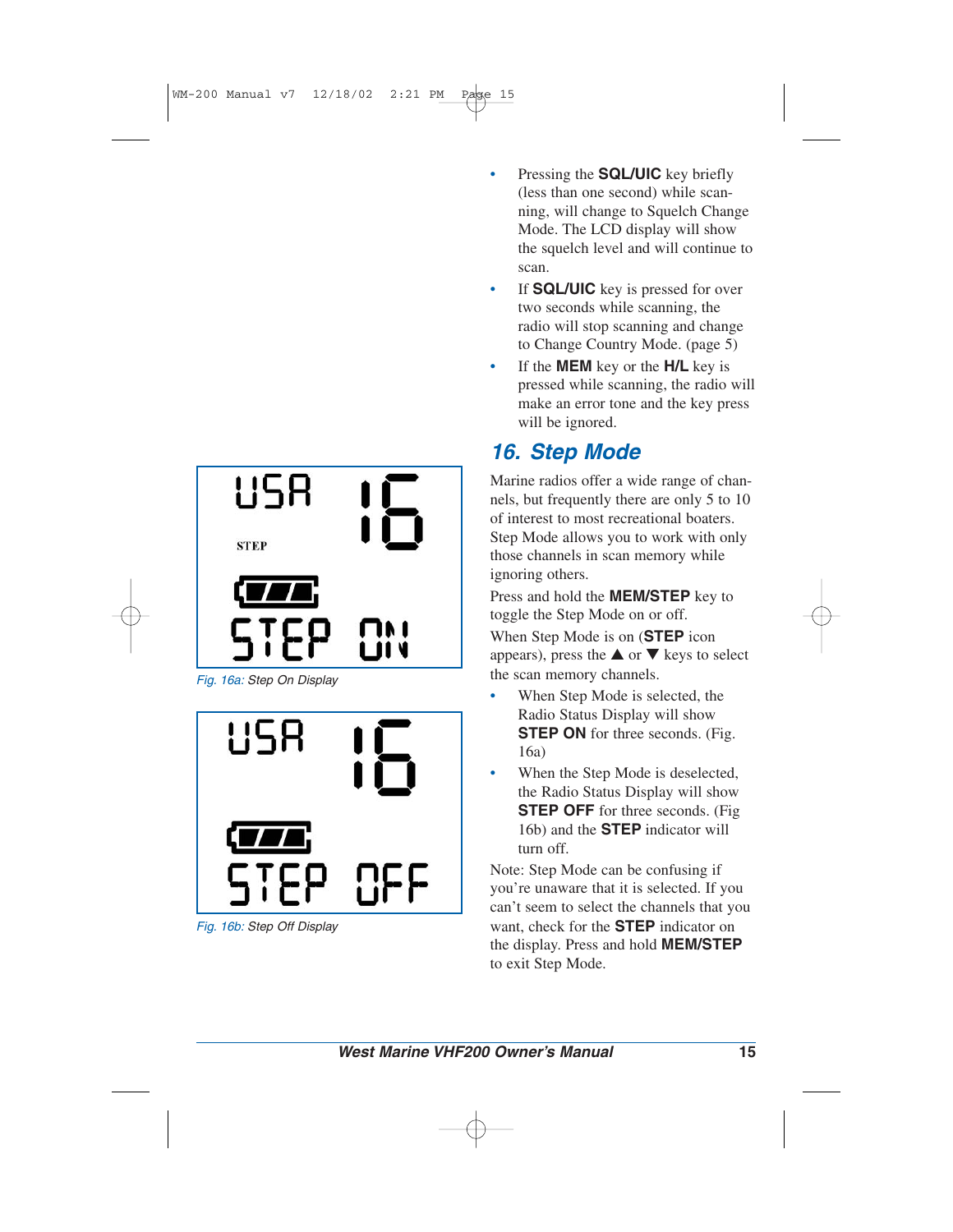- Pressing the **SQL/UIC** key briefly (less than one second) while scanning, will change to Squelch Change Mode. The LCD display will show the squelch level and will continue to scan.
- If **SQL/UIC** key is pressed for over two seconds while scanning, the radio will stop scanning and change to Change Country Mode. (page 5)
- If the **MEM** key or the **H/L** key is pressed while scanning, the radio will make an error tone and the key press will be ignored.

## 16. Step Mode

Marine radios offer a wide range of channels, but frequently there are only 5 to 10 of interest to most recreational boaters. Step Mode allows you to work with only those channels in scan memory while ignoring others.

Press and hold the **MEM/STEP** key to toggle the Step Mode on or off.

When Step Mode is on (**STEP** icon appears), press the ▲ or ▼ keys to select the scan memory channels.

- When Step Mode is selected, the Radio Status Display will show **STEP ON** for three seconds. (Fig. 16a)
- When the Step Mode is deselected, the Radio Status Display will show **STEP OFF** for three seconds. (Fig 16b) and the **STEP** indicator will turn off.

Note: Step Mode can be confusing if you're unaware that it is selected. If you can't seem to select the channels that you want, check for the **STEP** indicator on the display. Press and hold **MEM/STEP** to exit Step Mode.

Fig. 16a: Step On Display

Fig. 16b: Step Off Display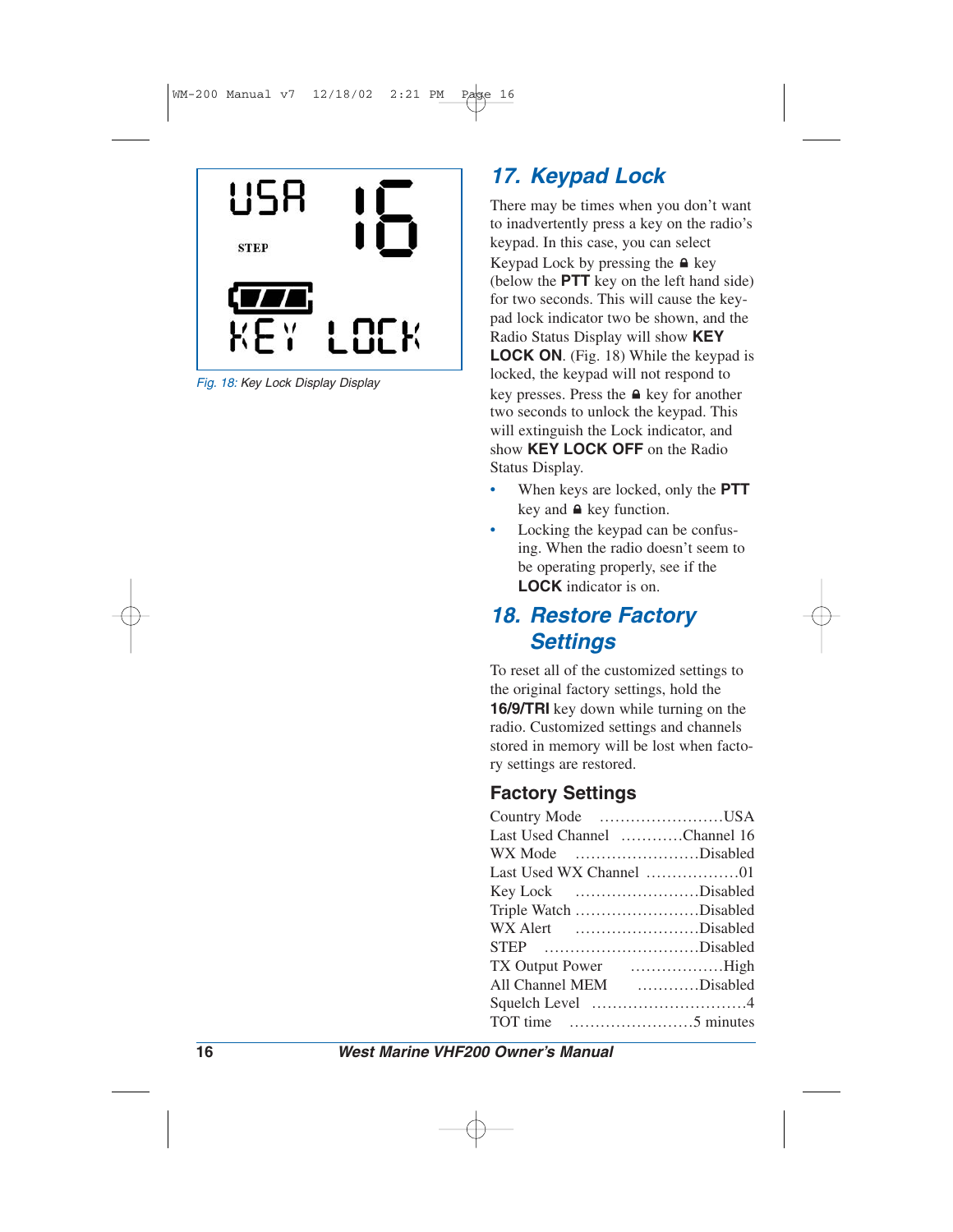USA 16

STEP

KEY LOCK

*Fig. 18: Key Lock Display Display*

## 17. Keypad Lock

There may be times when you don't want to inadvertently press a key on the radio's keypad. In this case, you can select Keypad Lock by pressing the 🔒 key (below the **PTT** key on the left hand side) for two seconds. This will cause the keypad lock indicator two be shown, and the Radio Status Display will show **KEY LOCK ON**. (Fig. 18) While the keypad is locked, the keypad will not respond to key presses. Press the 🔒 key for another two seconds to unlock the keypad. This will extinguish the Lock indicator, and show **KEY LOCK OFF** on the Radio Status Display.

- When keys are locked, only the **PTT** key and 🔒 key function.
- Locking the keypad can be confusing. When the radio doesn't seem to be operating properly, see if the **LOCK** indicator is on.

## 18. Restore Factory Settings

To reset all of the customized settings to the original factory settings, hold the **16/9/TRI** key down while turning on the radio. Customized settings and channels stored in memory will be lost when factory settings are restored.

### Factory Settings

| Setting | Value |
|---|---|
| Country Mode | USA |
| Last Used Channel | Channel 16 |
| WX Mode | Disabled |
| Last Used WX Channel | 01 |
| Key Lock | Disabled |
| Triple Watch | Disabled |
| WX Alert | Disabled |
| STEP | Disabled |
| TX Output Power | High |
| All Channel MEM | Disabled |
| Squelch Level | 4 |
| TOT time | 5 minutes |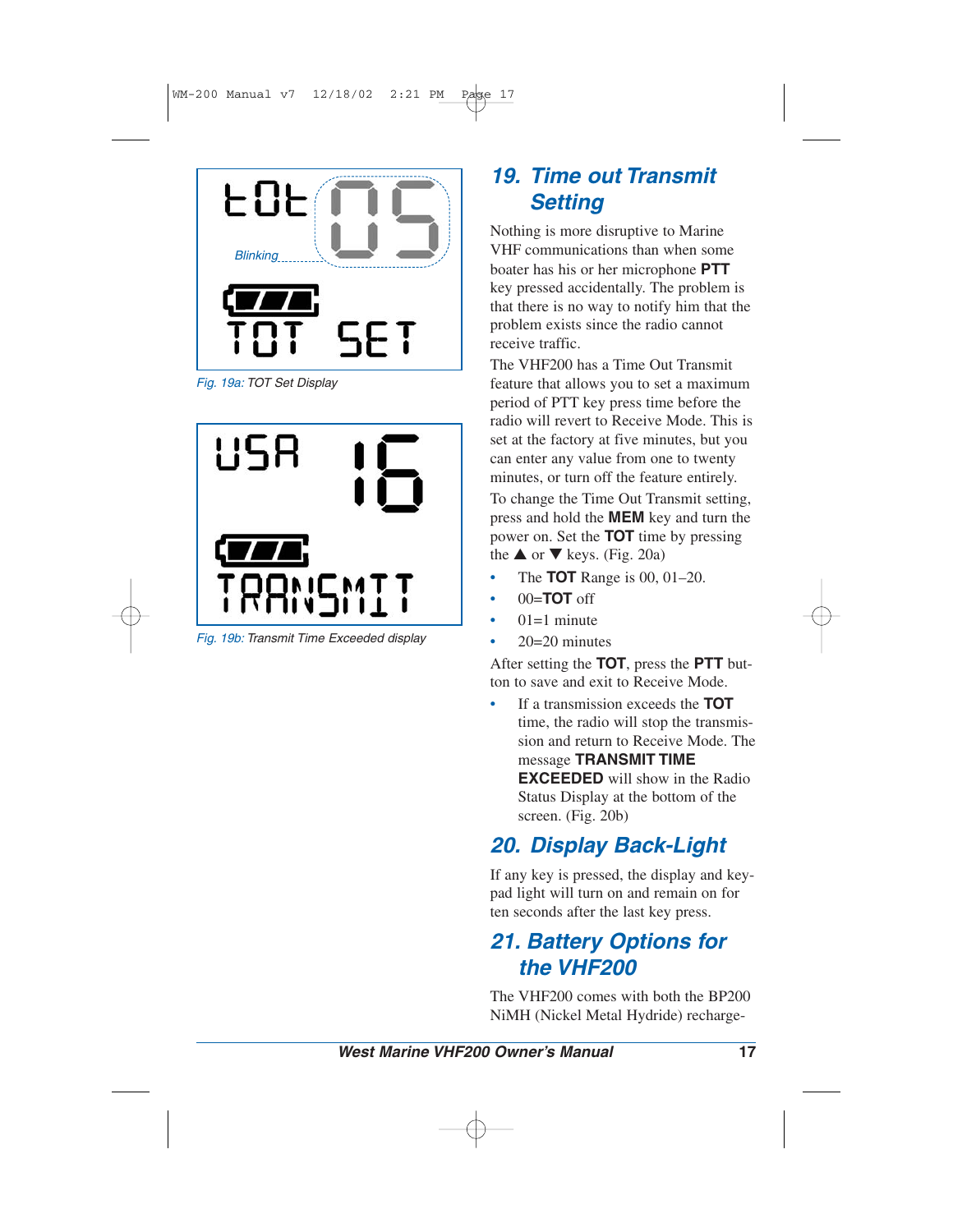## 19. Time out Transmit Setting

Nothing is more disruptive to Marine VHF communications than when some boater has his or her microphone **PTT** key pressed accidentally. The problem is that there is no way to notify him that the problem exists since the radio cannot receive traffic.

The VHF200 has a Time Out Transmit feature that allows you to set a maximum period of PTT key press time before the radio will revert to Receive Mode. This is set at the factory at five minutes, but you can enter any value from one to twenty minutes, or turn off the feature entirely.

To change the Time Out Transmit setting, press and hold the **MEM** key and turn the power on. Set the **TOT** time by pressing the ▲ or ▼ keys. (Fig. 20a)

- The **TOT** Range is 00, 01–20.
- 00=**TOT** off
- 01=1 minute
- 20=20 minutes

After setting the **TOT**, press the **PTT** button to save and exit to Receive Mode.

- If a transmission exceeds the **TOT** time, the radio will stop the transmission and return to Receive Mode. The message **TRANSMIT TIME EXCEEDED** will show in the Radio Status Display at the bottom of the screen. (Fig. 20b)

tOt 05
Blinking
TOT SET

*Fig. 19a: TOT Set Display*

USA 16
TRANSMIT

*Fig. 19b: Transmit Time Exceeded display*

## 20. Display Back-Light

If any key is pressed, the display and keypad light will turn on and remain on for ten seconds after the last key press.

## 21. Battery Options for the VHF200

The VHF200 comes with both the BP200 NiMH (Nickel Metal Hydride) recharge-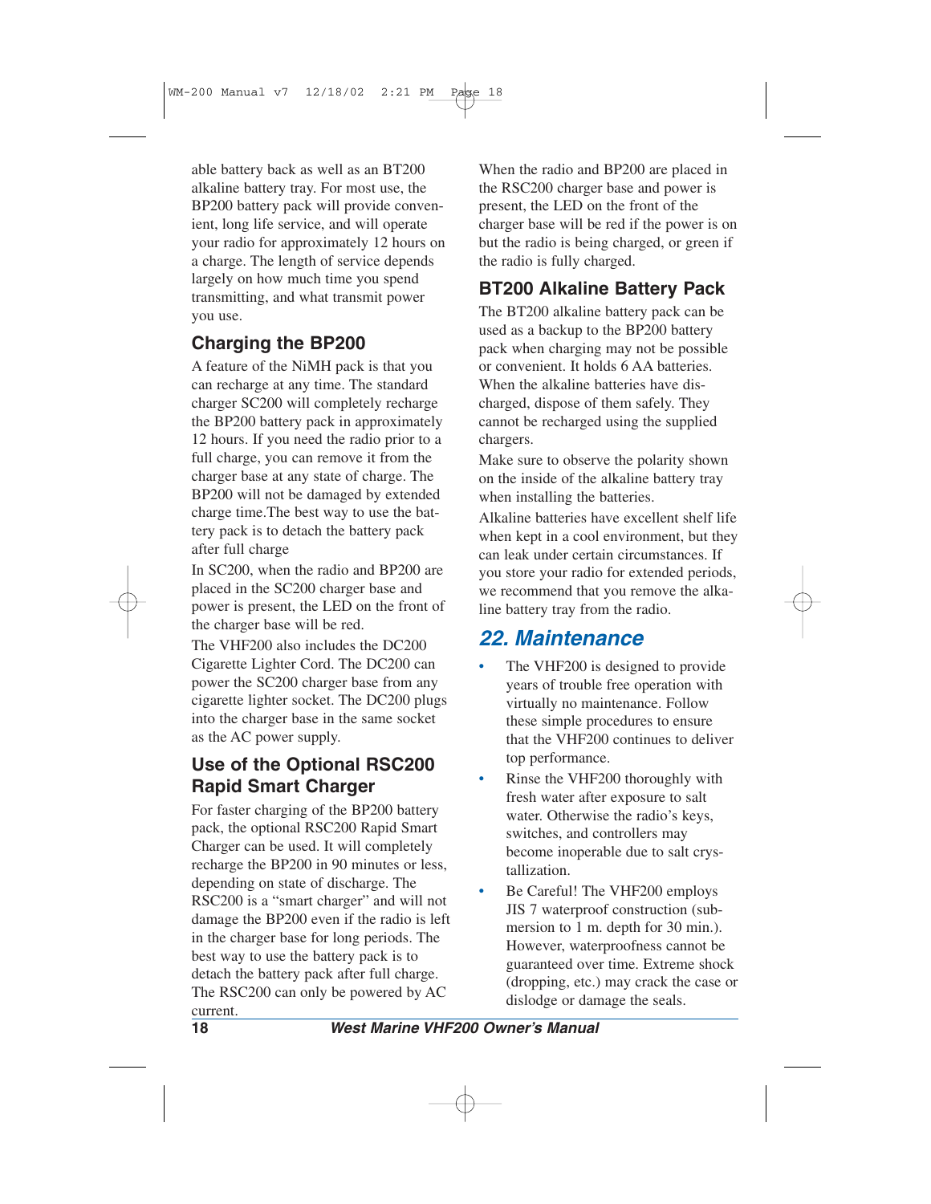able battery back as well as an BT200 alkaline battery tray. For most use, the BP200 battery pack will provide convenient, long life service, and will operate your radio for approximately 12 hours on a charge. The length of service depends largely on how much time you spend transmitting, and what transmit power you use.

### Charging the BP200

A feature of the NiMH pack is that you can recharge at any time. The standard charger SC200 will completely recharge the BP200 battery pack in approximately 12 hours. If you need the radio prior to a full charge, you can remove it from the charger base at any state of charge. The BP200 will not be damaged by extended charge time.The best way to use the battery pack is to detach the battery pack after full charge

In SC200, when the radio and BP200 are placed in the SC200 charger base and power is present, the LED on the front of the charger base will be red.

The VHF200 also includes the DC200 Cigarette Lighter Cord. The DC200 can power the SC200 charger base from any cigarette lighter socket. The DC200 plugs into the charger base in the same socket as the AC power supply.

### Use of the Optional RSC200 Rapid Smart Charger

For faster charging of the BP200 battery pack, the optional RSC200 Rapid Smart Charger can be used. It will completely recharge the BP200 in 90 minutes or less, depending on state of discharge. The RSC200 is a "smart charger" and will not damage the BP200 even if the radio is left in the charger base for long periods. The best way to use the battery pack is to detach the battery pack after full charge. The RSC200 can only be powered by AC current.

When the radio and BP200 are placed in the RSC200 charger base and power is present, the LED on the front of the charger base will be red if the power is on but the radio is being charged, or green if the radio is fully charged.

### BT200 Alkaline Battery Pack

The BT200 alkaline battery pack can be used as a backup to the BP200 battery pack when charging may not be possible or convenient. It holds 6 AA batteries. When the alkaline batteries have discharged, dispose of them safely. They cannot be recharged using the supplied chargers.

Make sure to observe the polarity shown on the inside of the alkaline battery tray when installing the batteries.

Alkaline batteries have excellent shelf life when kept in a cool environment, but they can leak under certain circumstances. If you store your radio for extended periods, we recommend that you remove the alkaline battery tray from the radio.

## *22. Maintenance*

- The VHF200 is designed to provide years of trouble free operation with virtually no maintenance. Follow these simple procedures to ensure that the VHF200 continues to deliver top performance.
- Rinse the VHF200 thoroughly with fresh water after exposure to salt water. Otherwise the radio's keys, switches, and controllers may become inoperable due to salt crystallization.
- Be Careful! The VHF200 employs JIS 7 waterproof construction (submersion to 1 m. depth for 30 min.). However, waterproofness cannot be guaranteed over time. Extreme shock (dropping, etc.) may crack the case or dislodge or damage the seals.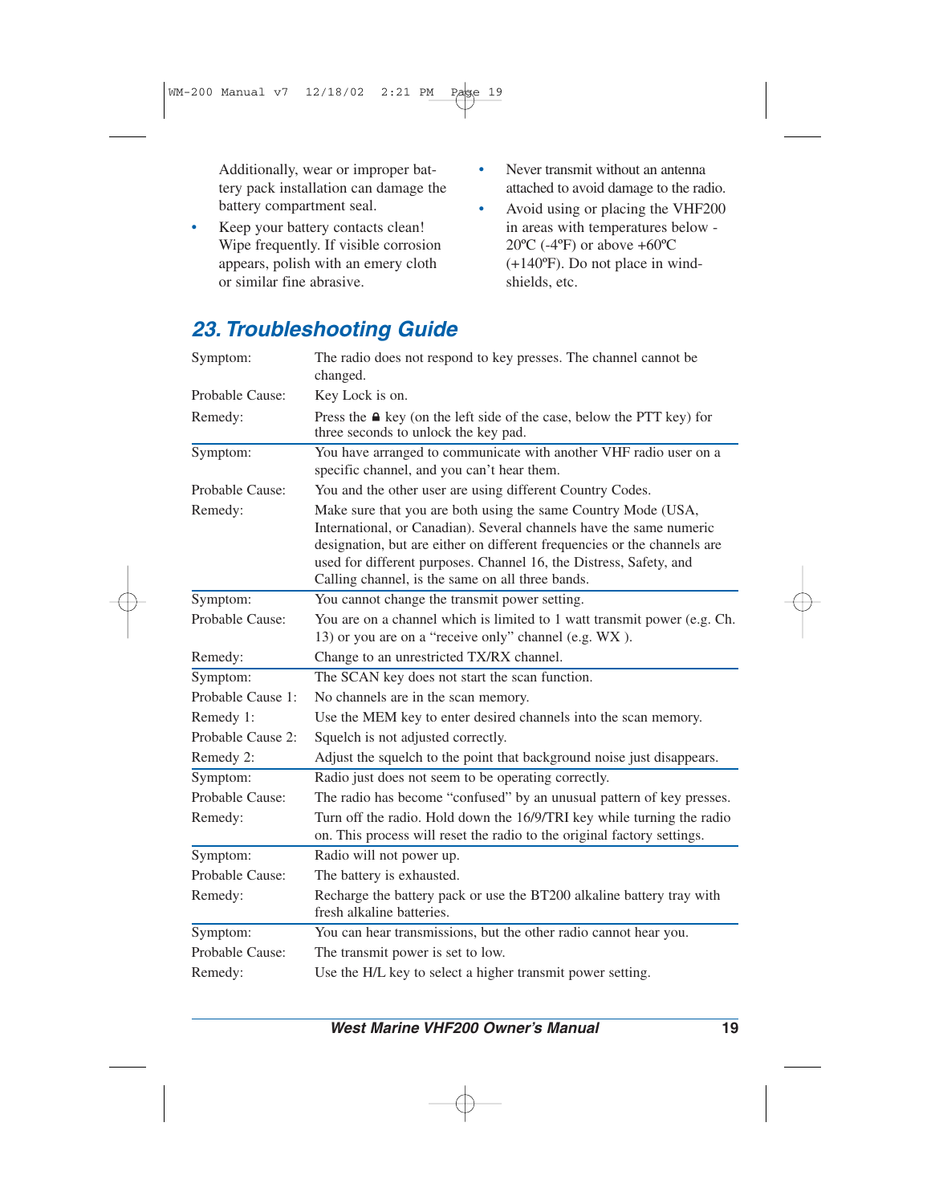Additionally, wear or improper battery pack installation can damage the battery compartment seal.

- Keep your battery contacts clean! Wipe frequently. If visible corrosion appears, polish with an emery cloth or similar fine abrasive.
- Never transmit without an antenna attached to avoid damage to the radio.
- Avoid using or placing the VHF200 in areas with temperatures below -20ºC (-4ºF) or above +60ºC (+140ºF). Do not place in windshields, etc.

## 23. Troubleshooting Guide

| | |
|---|---|
| Symptom: | The radio does not respond to key presses. The channel cannot be changed. |
| Probable Cause: | Key Lock is on. |
| Remedy: | Press the 🔒 key (on the left side of the case, below the PTT key) for three seconds to unlock the key pad. |
| Symptom: | You have arranged to communicate with another VHF radio user on a specific channel, and you can't hear them. |
| Probable Cause: | You and the other user are using different Country Codes. |
| Remedy: | Make sure that you are both using the same Country Mode (USA, International, or Canadian). Several channels have the same numeric designation, but are either on different frequencies or the channels are used for different purposes. Channel 16, the Distress, Safety, and Calling channel, is the same on all three bands. |
| Symptom: | You cannot change the transmit power setting. |
| Probable Cause: | You are on a channel which is limited to 1 watt transmit power (e.g. Ch. 13) or you are on a "receive only" channel (e.g. WX ). |
| Remedy: | Change to an unrestricted TX/RX channel. |
| Symptom: | The SCAN key does not start the scan function. |
| Probable Cause 1: | No channels are in the scan memory. |
| Remedy 1: | Use the MEM key to enter desired channels into the scan memory. |
| Probable Cause 2: | Squelch is not adjusted correctly. |
| Remedy 2: | Adjust the squelch to the point that background noise just disappears. |
| Symptom: | Radio just does not seem to be operating correctly. |
| Probable Cause: | The radio has become "confused" by an unusual pattern of key presses. |
| Remedy: | Turn off the radio. Hold down the 16/9/TRI key while turning the radio on. This process will reset the radio to the original factory settings. |
| Symptom: | Radio will not power up. |
| Probable Cause: | The battery is exhausted. |
| Remedy: | Recharge the battery pack or use the BT200 alkaline battery tray with fresh alkaline batteries. |
| Symptom: | You can hear transmissions, but the other radio cannot hear you. |
| Probable Cause: | The transmit power is set to low. |
| Remedy: | Use the H/L key to select a higher transmit power setting. |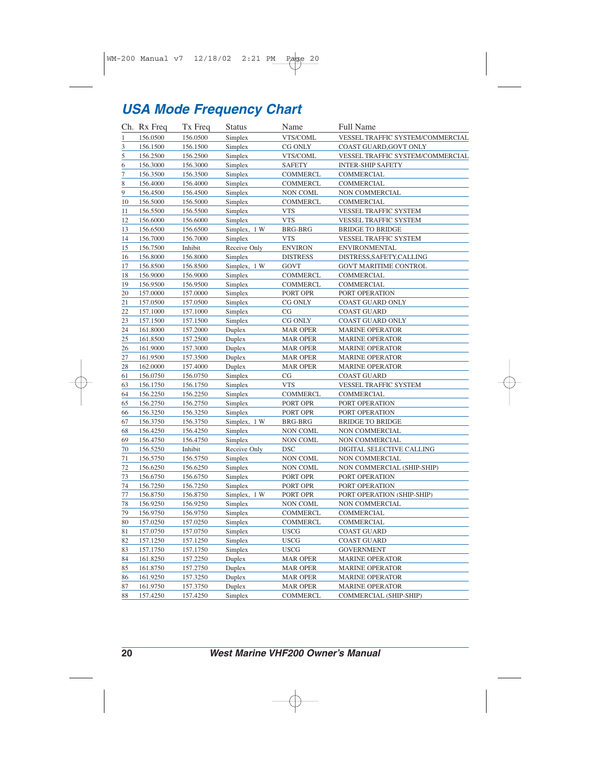## USA Mode Frequency Chart

| Ch. | Rx Freq | Tx Freq | Status | Name | Full Name |
|---|---|---|---|---|---|
| 1 | 156.0500 | 156.0500 | Simplex | VTS/COML | VESSEL TRAFFIC SYSTEM/COMMERCIAL |
| 3 | 156.1500 | 156.1500 | Simplex | CG ONLY | COAST GUARD,GOVT ONLY |
| 5 | 156.2500 | 156.2500 | Simplex | VTS/COML | VESSEL TRAFFIC SYSTEM/COMMERCIAL |
| 6 | 156.3000 | 156.3000 | Simplex | SAFETY | INTER-SHIP SAFETY |
| 7 | 156.3500 | 156.3500 | Simplex | COMMERCL | COMMERCIAL |
| 8 | 156.4000 | 156.4000 | Simplex | COMMERCL | COMMERCIAL |
| 9 | 156.4500 | 156.4500 | Simplex | NON COML | NON COMMERCIAL |
| 10 | 156.5000 | 156.5000 | Simplex | COMMERCL | COMMERCIAL |
| 11 | 156.5500 | 156.5500 | Simplex | VTS | VESSEL TRAFFIC SYSTEM |
| 12 | 156.6000 | 156.6000 | Simplex | VTS | VESSEL TRAFFIC SYSTEM |
| 13 | 156.6500 | 156.6500 | Simplex, 1 W | BRG-BRG | BRIDGE TO BRIDGE |
| 14 | 156.7000 | 156.7000 | Simplex | VTS | VESSEL TRAFFIC SYSTEM |
| 15 | 156.7500 | Inhibit | Receive Only | ENVIRON | ENVIRONMENTAL |
| 16 | 156.8000 | 156.8000 | Simplex | DISTRESS | DISTRESS,SAFETY,CALLING |
| 17 | 156.8500 | 156.8500 | Simplex, 1 W | GOVT | GOVT MARITIME CONTROL |
| 18 | 156.9000 | 156.9000 | Simplex | COMMERCL | COMMERCIAL |
| 19 | 156.9500 | 156.9500 | Simplex | COMMERCL | COMMERCIAL |
| 20 | 157.0000 | 157.0000 | Simplex | PORT OPR | PORT OPERATION |
| 21 | 157.0500 | 157.0500 | Simplex | CG ONLY | COAST GUARD ONLY |
| 22 | 157.1000 | 157.1000 | Simplex | CG | COAST GUARD |
| 23 | 157.1500 | 157.1500 | Simplex | CG ONLY | COAST GUARD ONLY |
| 24 | 161.8000 | 157.2000 | Duplex | MAR OPER | MARINE OPERATOR |
| 25 | 161.8500 | 157.2500 | Duplex | MAR OPER | MARINE OPERATOR |
| 26 | 161.9000 | 157.3000 | Duplex | MAR OPER | MARINE OPERATOR |
| 27 | 161.9500 | 157.3500 | Duplex | MAR OPER | MARINE OPERATOR |
| 28 | 162.0000 | 157.4000 | Duplex | MAR OPER | MARINE OPERATOR |
| 61 | 156.0750 | 156.0750 | Simplex | CG | COAST GUARD |
| 63 | 156.1750 | 156.1750 | Simplex | VTS | VESSEL TRAFFIC SYSTEM |
| 64 | 156.2250 | 156.2250 | Simplex | COMMERCL | COMMERCIAL |
| 65 | 156.2750 | 156.2750 | Simplex | PORT OPR | PORT OPERATION |
| 66 | 156.3250 | 156.3250 | Simplex | PORT OPR | PORT OPERATION |
| 67 | 156.3750 | 156.3750 | Simplex, 1 W | BRG-BRG | BRIDGE TO BRIDGE |
| 68 | 156.4250 | 156.4250 | Simplex | NON COML | NON COMMERCIAL |
| 69 | 156.4750 | 156.4750 | Simplex | NON COML | NON COMMERCIAL |
| 70 | 156.5250 | Inhibit | Receive Only | DSC | DIGITAL SELECTIVE CALLING |
| 71 | 156.5750 | 156.5750 | Simplex | NON COML | NON COMMERCIAL |
| 72 | 156.6250 | 156.6250 | Simplex | NON COML | NON COMMERCIAL (SHIP-SHIP) |
| 73 | 156.6750 | 156.6750 | Simplex | PORT OPR | PORT OPERATION |
| 74 | 156.7250 | 156.7250 | Simplex | PORT OPR | PORT OPERATION |
| 77 | 156.8750 | 156.8750 | Simplex, 1 W | PORT OPR | PORT OPERATION (SHIP-SHIP) |
| 78 | 156.9250 | 156.9250 | Simplex | NON COML | NON COMMERCIAL |
| 79 | 156.9750 | 156.9750 | Simplex | COMMERCL | COMMERCIAL |
| 80 | 157.0250 | 157.0250 | Simplex | COMMERCL | COMMERCIAL |
| 81 | 157.0750 | 157.0750 | Simplex | USCG | COAST GUARD |
| 82 | 157.1250 | 157.1250 | Simplex | USCG | COAST GUARD |
| 83 | 157.1750 | 157.1750 | Simplex | USCG | GOVERNMENT |
| 84 | 161.8250 | 157.2250 | Duplex | MAR OPER | MARINE OPERATOR |
| 85 | 161.8750 | 157.2750 | Duplex | MAR OPER | MARINE OPERATOR |
| 86 | 161.9250 | 157.3250 | Duplex | MAR OPER | MARINE OPERATOR |
| 87 | 161.9750 | 157.3750 | Duplex | MAR OPER | MARINE OPERATOR |
| 88 | 157.4250 | 157.4250 | Simplex | COMMERCL | COMMERCIAL (SHIP-SHIP) |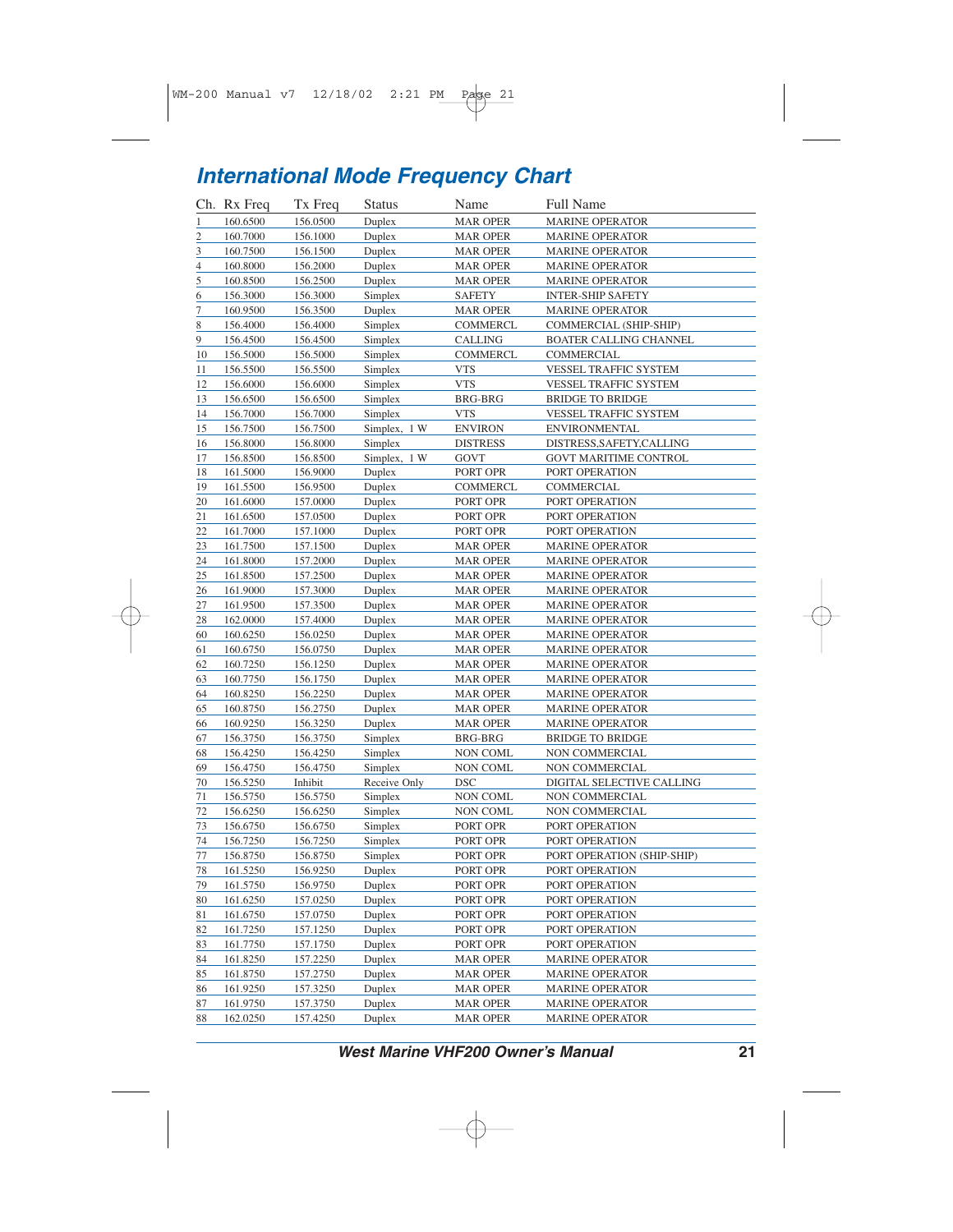## International Mode Frequency Chart

| Ch. | Rx Freq | Tx Freq | Status | Name | Full Name |
|---|---|---|---|---|---|
| 1 | 160.6500 | 156.0500 | Duplex | MAR OPER | MARINE OPERATOR |
| 2 | 160.7000 | 156.1000 | Duplex | MAR OPER | MARINE OPERATOR |
| 3 | 160.7500 | 156.1500 | Duplex | MAR OPER | MARINE OPERATOR |
| 4 | 160.8000 | 156.2000 | Duplex | MAR OPER | MARINE OPERATOR |
| 5 | 160.8500 | 156.2500 | Duplex | MAR OPER | MARINE OPERATOR |
| 6 | 156.3000 | 156.3000 | Simplex | SAFETY | INTER-SHIP SAFETY |
| 7 | 160.9500 | 156.3500 | Duplex | MAR OPER | MARINE OPERATOR |
| 8 | 156.4000 | 156.4000 | Simplex | COMMERCL | COMMERCIAL (SHIP-SHIP) |
| 9 | 156.4500 | 156.4500 | Simplex | CALLING | BOATER CALLING CHANNEL |
| 10 | 156.5000 | 156.5000 | Simplex | COMMERCL | COMMERCIAL |
| 11 | 156.5500 | 156.5500 | Simplex | VTS | VESSEL TRAFFIC SYSTEM |
| 12 | 156.6000 | 156.6000 | Simplex | VTS | VESSEL TRAFFIC SYSTEM |
| 13 | 156.6500 | 156.6500 | Simplex | BRG-BRG | BRIDGE TO BRIDGE |
| 14 | 156.7000 | 156.7000 | Simplex | VTS | VESSEL TRAFFIC SYSTEM |
| 15 | 156.7500 | 156.7500 | Simplex, 1 W | ENVIRON | ENVIRONMENTAL |
| 16 | 156.8000 | 156.8000 | Simplex | DISTRESS | DISTRESS,SAFETY,CALLING |
| 17 | 156.8500 | 156.8500 | Simplex, 1 W | GOVT | GOVT MARITIME CONTROL |
| 18 | 161.5000 | 156.9000 | Duplex | PORT OPR | PORT OPERATION |
| 19 | 161.5500 | 156.9500 | Duplex | COMMERCL | COMMERCIAL |
| 20 | 161.6000 | 157.0000 | Duplex | PORT OPR | PORT OPERATION |
| 21 | 161.6500 | 157.0500 | Duplex | PORT OPR | PORT OPERATION |
| 22 | 161.7000 | 157.1000 | Duplex | PORT OPR | PORT OPERATION |
| 23 | 161.7500 | 157.1500 | Duplex | MAR OPER | MARINE OPERATOR |
| 24 | 161.8000 | 157.2000 | Duplex | MAR OPER | MARINE OPERATOR |
| 25 | 161.8500 | 157.2500 | Duplex | MAR OPER | MARINE OPERATOR |
| 26 | 161.9000 | 157.3000 | Duplex | MAR OPER | MARINE OPERATOR |
| 27 | 161.9500 | 157.3500 | Duplex | MAR OPER | MARINE OPERATOR |
| 28 | 162.0000 | 157.4000 | Duplex | MAR OPER | MARINE OPERATOR |
| 60 | 160.6250 | 156.0250 | Duplex | MAR OPER | MARINE OPERATOR |
| 61 | 160.6750 | 156.0750 | Duplex | MAR OPER | MARINE OPERATOR |
| 62 | 160.7250 | 156.1250 | Duplex | MAR OPER | MARINE OPERATOR |
| 63 | 160.7750 | 156.1750 | Duplex | MAR OPER | MARINE OPERATOR |
| 64 | 160.8250 | 156.2250 | Duplex | MAR OPER | MARINE OPERATOR |
| 65 | 160.8750 | 156.2750 | Duplex | MAR OPER | MARINE OPERATOR |
| 66 | 160.9250 | 156.3250 | Duplex | MAR OPER | MARINE OPERATOR |
| 67 | 156.3750 | 156.3750 | Simplex | BRG-BRG | BRIDGE TO BRIDGE |
| 68 | 156.4250 | 156.4250 | Simplex | NON COML | NON COMMERCIAL |
| 69 | 156.4750 | 156.4750 | Simplex | NON COML | NON COMMERCIAL |
| 70 | 156.5250 | Inhibit | Receive Only | DSC | DIGITAL SELECTIVE CALLING |
| 71 | 156.5750 | 156.5750 | Simplex | NON COML | NON COMMERCIAL |
| 72 | 156.6250 | 156.6250 | Simplex | NON COML | NON COMMERCIAL |
| 73 | 156.6750 | 156.6750 | Simplex | PORT OPR | PORT OPERATION |
| 74 | 156.7250 | 156.7250 | Simplex | PORT OPR | PORT OPERATION |
| 77 | 156.8750 | 156.8750 | Simplex | PORT OPR | PORT OPERATION (SHIP-SHIP) |
| 78 | 161.5250 | 156.9250 | Duplex | PORT OPR | PORT OPERATION |
| 79 | 161.5750 | 156.9750 | Duplex | PORT OPR | PORT OPERATION |
| 80 | 161.6250 | 157.0250 | Duplex | PORT OPR | PORT OPERATION |
| 81 | 161.6750 | 157.0750 | Duplex | PORT OPR | PORT OPERATION |
| 82 | 161.7250 | 157.1250 | Duplex | PORT OPR | PORT OPERATION |
| 83 | 161.7750 | 157.1750 | Duplex | PORT OPR | PORT OPERATION |
| 84 | 161.8250 | 157.2250 | Duplex | MAR OPER | MARINE OPERATOR |
| 85 | 161.8750 | 157.2750 | Duplex | MAR OPER | MARINE OPERATOR |
| 86 | 161.9250 | 157.3250 | Duplex | MAR OPER | MARINE OPERATOR |
| 87 | 161.9750 | 157.3750 | Duplex | MAR OPER | MARINE OPERATOR |
| 88 | 162.0250 | 157.4250 | Duplex | MAR OPER | MARINE OPERATOR |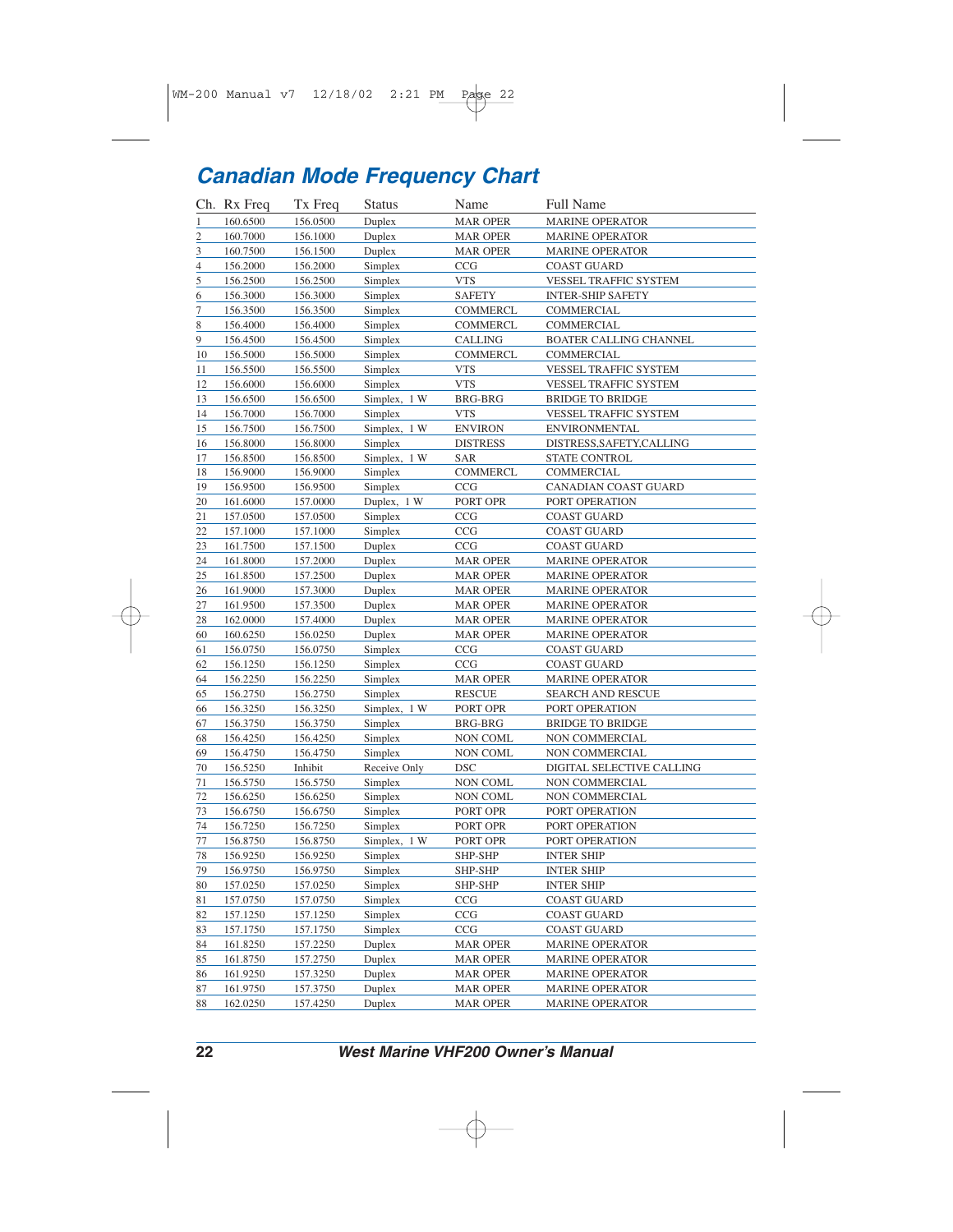## Canadian Mode Frequency Chart

| Ch. | Rx Freq | Tx Freq | Status | Name | Full Name |
|---|---|---|---|---|---|
| 1 | 160.6500 | 156.0500 | Duplex | MAR OPER | MARINE OPERATOR |
| 2 | 160.7000 | 156.1000 | Duplex | MAR OPER | MARINE OPERATOR |
| 3 | 160.7500 | 156.1500 | Duplex | MAR OPER | MARINE OPERATOR |
| 4 | 156.2000 | 156.2000 | Simplex | CCG | COAST GUARD |
| 5 | 156.2500 | 156.2500 | Simplex | VTS | VESSEL TRAFFIC SYSTEM |
| 6 | 156.3000 | 156.3000 | Simplex | SAFETY | INTER-SHIP SAFETY |
| 7 | 156.3500 | 156.3500 | Simplex | COMMERCL | COMMERCIAL |
| 8 | 156.4000 | 156.4000 | Simplex | COMMERCL | COMMERCIAL |
| 9 | 156.4500 | 156.4500 | Simplex | CALLING | BOATER CALLING CHANNEL |
| 10 | 156.5000 | 156.5000 | Simplex | COMMERCL | COMMERCIAL |
| 11 | 156.5500 | 156.5500 | Simplex | VTS | VESSEL TRAFFIC SYSTEM |
| 12 | 156.6000 | 156.6000 | Simplex | VTS | VESSEL TRAFFIC SYSTEM |
| 13 | 156.6500 | 156.6500 | Simplex, 1 W | BRG-BRG | BRIDGE TO BRIDGE |
| 14 | 156.7000 | 156.7000 | Simplex | VTS | VESSEL TRAFFIC SYSTEM |
| 15 | 156.7500 | 156.7500 | Simplex, 1 W | ENVIRON | ENVIRONMENTAL |
| 16 | 156.8000 | 156.8000 | Simplex | DISTRESS | DISTRESS,SAFETY,CALLING |
| 17 | 156.8500 | 156.8500 | Simplex, 1 W | SAR | STATE CONTROL |
| 18 | 156.9000 | 156.9000 | Simplex | COMMERCL | COMMERCIAL |
| 19 | 156.9500 | 156.9500 | Simplex | CCG | CANADIAN COAST GUARD |
| 20 | 161.6000 | 157.0000 | Duplex, 1 W | PORT OPR | PORT OPERATION |
| 21 | 157.0500 | 157.0500 | Simplex | CCG | COAST GUARD |
| 22 | 157.1000 | 157.1000 | Simplex | CCG | COAST GUARD |
| 23 | 161.7500 | 157.1500 | Duplex | CCG | COAST GUARD |
| 24 | 161.8000 | 157.2000 | Duplex | MAR OPER | MARINE OPERATOR |
| 25 | 161.8500 | 157.2500 | Duplex | MAR OPER | MARINE OPERATOR |
| 26 | 161.9000 | 157.3000 | Duplex | MAR OPER | MARINE OPERATOR |
| 27 | 161.9500 | 157.3500 | Duplex | MAR OPER | MARINE OPERATOR |
| 28 | 162.0000 | 157.4000 | Duplex | MAR OPER | MARINE OPERATOR |
| 60 | 160.6250 | 156.0250 | Duplex | MAR OPER | MARINE OPERATOR |
| 61 | 156.0750 | 156.0750 | Simplex | CCG | COAST GUARD |
| 62 | 156.1250 | 156.1250 | Simplex | CCG | COAST GUARD |
| 64 | 156.2250 | 156.2250 | Simplex | MAR OPER | MARINE OPERATOR |
| 65 | 156.2750 | 156.2750 | Simplex | RESCUE | SEARCH AND RESCUE |
| 66 | 156.3250 | 156.3250 | Simplex, 1 W | PORT OPR | PORT OPERATION |
| 67 | 156.3750 | 156.3750 | Simplex | BRG-BRG | BRIDGE TO BRIDGE |
| 68 | 156.4250 | 156.4250 | Simplex | NON COML | NON COMMERCIAL |
| 69 | 156.4750 | 156.4750 | Simplex | NON COML | NON COMMERCIAL |
| 70 | 156.5250 | Inhibit | Receive Only | DSC | DIGITAL SELECTIVE CALLING |
| 71 | 156.5750 | 156.5750 | Simplex | NON COML | NON COMMERCIAL |
| 72 | 156.6250 | 156.6250 | Simplex | NON COML | NON COMMERCIAL |
| 73 | 156.6750 | 156.6750 | Simplex | PORT OPR | PORT OPERATION |
| 74 | 156.7250 | 156.7250 | Simplex | PORT OPR | PORT OPERATION |
| 77 | 156.8750 | 156.8750 | Simplex, 1 W | PORT OPR | PORT OPERATION |
| 78 | 156.9250 | 156.9250 | Simplex | SHP-SHP | INTER SHIP |
| 79 | 156.9750 | 156.9750 | Simplex | SHP-SHP | INTER SHIP |
| 80 | 157.0250 | 157.0250 | Simplex | SHP-SHP | INTER SHIP |
| 81 | 157.0750 | 157.0750 | Simplex | CCG | COAST GUARD |
| 82 | 157.1250 | 157.1250 | Simplex | CCG | COAST GUARD |
| 83 | 157.1750 | 157.1750 | Simplex | CCG | COAST GUARD |
| 84 | 161.8250 | 157.2250 | Duplex | MAR OPER | MARINE OPERATOR |
| 85 | 161.8750 | 157.2750 | Duplex | MAR OPER | MARINE OPERATOR |
| 86 | 161.9250 | 157.3250 | Duplex | MAR OPER | MARINE OPERATOR |
| 87 | 161.9750 | 157.3750 | Duplex | MAR OPER | MARINE OPERATOR |
| 88 | 162.0250 | 157.4250 | Duplex | MAR OPER | MARINE OPERATOR |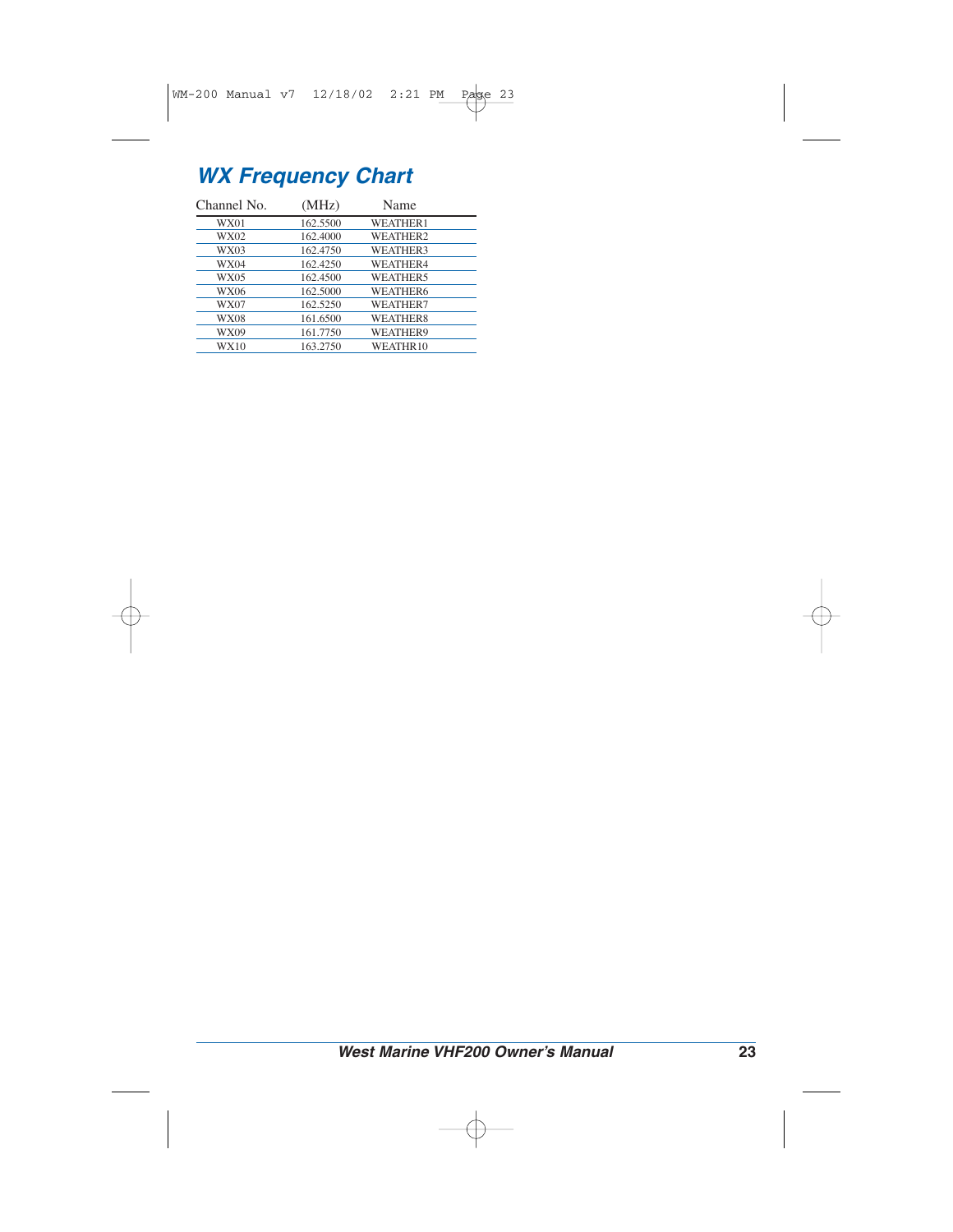## WX Frequency Chart

| Channel No. | (MHz) | Name |
|---|---|---|
| WX01 | 162.5500 | WEATHER1 |
| WX02 | 162.4000 | WEATHER2 |
| WX03 | 162.4750 | WEATHER3 |
| WX04 | 162.4250 | WEATHER4 |
| WX05 | 162.4500 | WEATHER5 |
| WX06 | 162.5000 | WEATHER6 |
| WX07 | 162.5250 | WEATHER7 |
| WX08 | 161.6500 | WEATHER8 |
| WX09 | 161.7750 | WEATHER9 |
| WX10 | 163.2750 | WEATHR10 |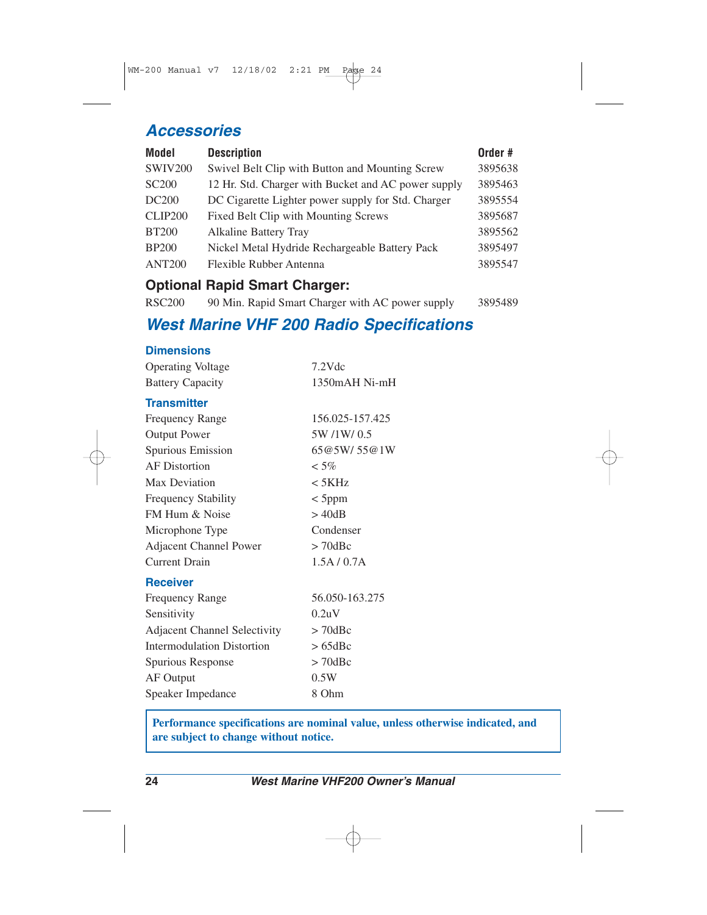## Accessories

| Model | Description | Order # |
| --- | --- | --- |
| SWIV200 | Swivel Belt Clip with Button and Mounting Screw | 3895638 |
| SC200 | 12 Hr. Std. Charger with Bucket and AC power supply | 3895463 |
| DC200 | DC Cigarette Lighter power supply for Std. Charger | 3895554 |
| CLIP200 | Fixed Belt Clip with Mounting Screws | 3895687 |
| BT200 | Alkaline Battery Tray | 3895562 |
| BP200 | Nickel Metal Hydride Rechargeable Battery Pack | 3895497 |
| ANT200 | Flexible Rubber Antenna | 3895547 |

### Optional Rapid Smart Charger:

| Model | Description | Order # |
| --- | --- | --- |
| RSC200 | 90 Min. Rapid Smart Charger with AC power supply | 3895489 |

## West Marine VHF 200 Radio Specifications

### Dimensions

| | |
| --- | --- |
| Operating Voltage | 7.2Vdc |
| Battery Capacity | 1350mAH Ni-mH |

### Transmitter

| | |
| --- | --- |
| Frequency Range | 156.025-157.425 |
| Output Power | 5W /1W/ 0.5 |
| Spurious Emission | 65@5W/ 55@1W |
| AF Distortion | < 5% |
| Max Deviation | < 5KHz |
| Frequency Stability | < 5ppm |
| FM Hum & Noise | > 40dB |
| Microphone Type | Condenser |
| Adjacent Channel Power | > 70dBc |
| Current Drain | 1.5A / 0.7A |

### Receiver

| | |
| --- | --- |
| Frequency Range | 56.050-163.275 |
| Sensitivity | 0.2uV |
| Adjacent Channel Selectivity | > 70dBc |
| Intermodulation Distortion | > 65dBc |
| Spurious Response | > 70dBc |
| AF Output | 0.5W |
| Speaker Impedance | 8 Ohm |

**Performance specifications are nominal value, unless otherwise indicated, and are subject to change without notice.**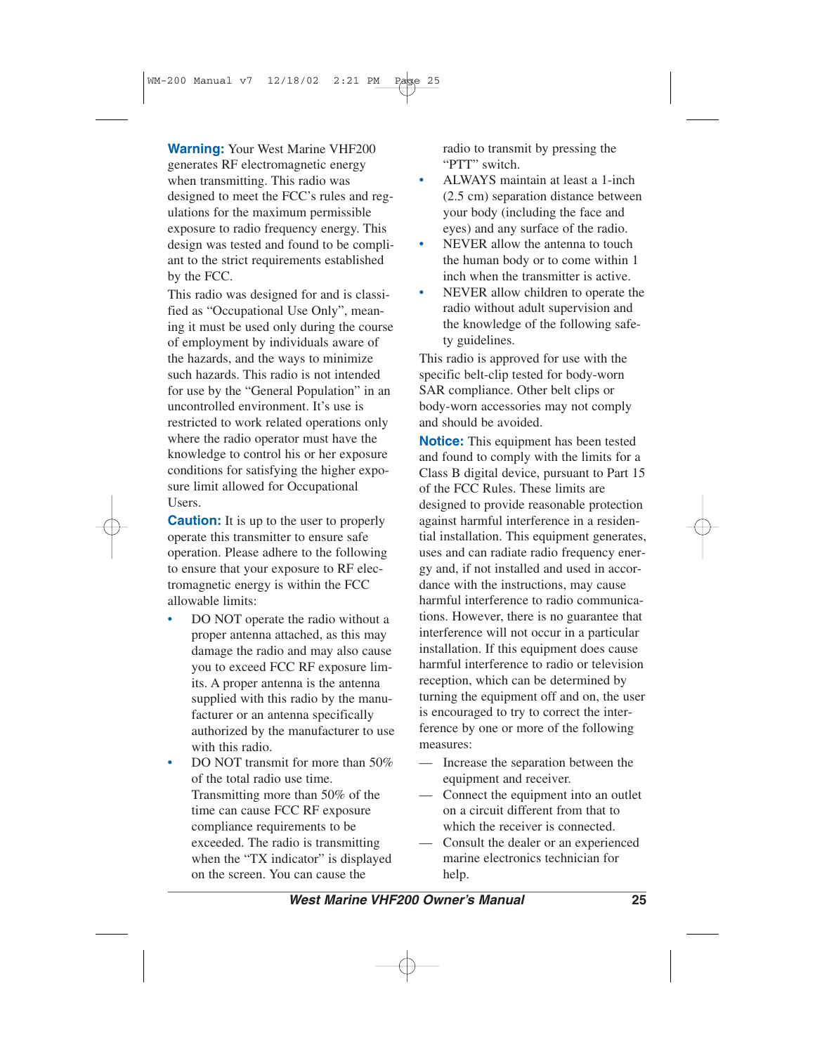**Warning:** Your West Marine VHF200 generates RF electromagnetic energy when transmitting. This radio was designed to meet the FCC's rules and regulations for the maximum permissible exposure to radio frequency energy. This design was tested and found to be compliant to the strict requirements established by the FCC.

This radio was designed for and is classified as "Occupational Use Only", meaning it must be used only during the course of employment by individuals aware of the hazards, and the ways to minimize such hazards. This radio is not intended for use by the "General Population" in an uncontrolled environment. It's use is restricted to work related operations only where the radio operator must have the knowledge to control his or her exposure conditions for satisfying the higher exposure limit allowed for Occupational Users.

**Caution:** It is up to the user to properly operate this transmitter to ensure safe operation. Please adhere to the following to ensure that your exposure to RF electromagnetic energy is within the FCC allowable limits:

- DO NOT operate the radio without a proper antenna attached, as this may damage the radio and may also cause you to exceed FCC RF exposure limits. A proper antenna is the antenna supplied with this radio by the manufacturer or an antenna specifically authorized by the manufacturer to use with this radio.
- DO NOT transmit for more than 50% of the total radio use time. Transmitting more than 50% of the time can cause FCC RF exposure compliance requirements to be exceeded. The radio is transmitting when the "TX indicator" is displayed on the screen. You can cause the radio to transmit by pressing the "PTT" switch.
- ALWAYS maintain at least a 1-inch (2.5 cm) separation distance between your body (including the face and eyes) and any surface of the radio.
- NEVER allow the antenna to touch the human body or to come within 1 inch when the transmitter is active.
- NEVER allow children to operate the radio without adult supervision and the knowledge of the following safety guidelines.

This radio is approved for use with the specific belt-clip tested for body-worn SAR compliance. Other belt clips or body-worn accessories may not comply and should be avoided.

**Notice:** This equipment has been tested and found to comply with the limits for a Class B digital device, pursuant to Part 15 of the FCC Rules. These limits are designed to provide reasonable protection against harmful interference in a residential installation. This equipment generates, uses and can radiate radio frequency energy and, if not installed and used in accordance with the instructions, may cause harmful interference to radio communications. However, there is no guarantee that interference will not occur in a particular installation. If this equipment does cause harmful interference to radio or television reception, which can be determined by turning the equipment off and on, the user is encouraged to try to correct the interference by one or more of the following measures:

— Increase the separation between the equipment and receiver.

— Connect the equipment into an outlet on a circuit different from that to which the receiver is connected.

— Consult the dealer or an experienced marine electronics technician for help.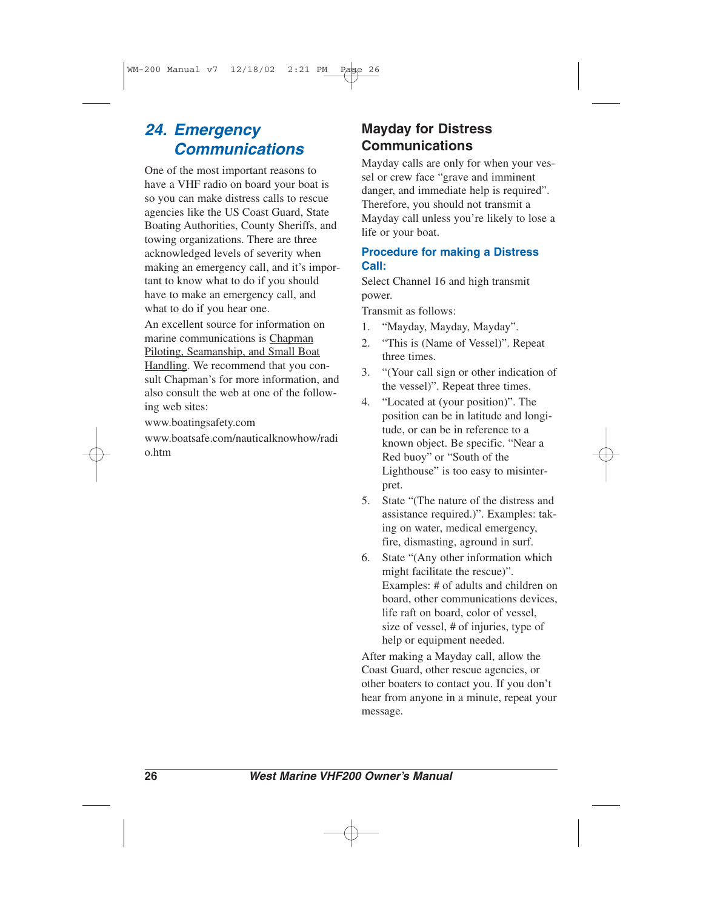## 24. Emergency Communications

One of the most important reasons to have a VHF radio on board your boat is so you can make distress calls to rescue agencies like the US Coast Guard, State Boating Authorities, County Sheriffs, and towing organizations. There are three acknowledged levels of severity when making an emergency call, and it's important to know what to do if you should have to make an emergency call, and what to do if you hear one.

An excellent source for information on marine communications is Chapman Piloting, Seamanship, and Small Boat Handling. We recommend that you consult Chapman's for more information, and also consult the web at one of the following web sites:

www.boatingsafety.com

www.boatsafe.com/nauticalknowhow/radio.htm

### Mayday for Distress Communications

Mayday calls are only for when your vessel or crew face "grave and imminent danger, and immediate help is required". Therefore, you should not transmit a Mayday call unless you're likely to lose a life or your boat.

#### Procedure for making a Distress Call:

Select Channel 16 and high transmit power.

Transmit as follows:

1. "Mayday, Mayday, Mayday".
2. "This is (Name of Vessel)". Repeat three times.
3. "(Your call sign or other indication of the vessel)". Repeat three times.
4. "Located at (your position)". The position can be in latitude and longitude, or can be in reference to a known object. Be specific. "Near a Red buoy" or "South of the Lighthouse" is too easy to misinterpret.
5. State "(The nature of the distress and assistance required.)". Examples: taking on water, medical emergency, fire, dismasting, aground in surf.
6. State "(Any other information which might facilitate the rescue)". Examples: # of adults and children on board, other communications devices, life raft on board, color of vessel, size of vessel, # of injuries, type of help or equipment needed.

After making a Mayday call, allow the Coast Guard, other rescue agencies, or other boaters to contact you. If you don't hear from anyone in a minute, repeat your message.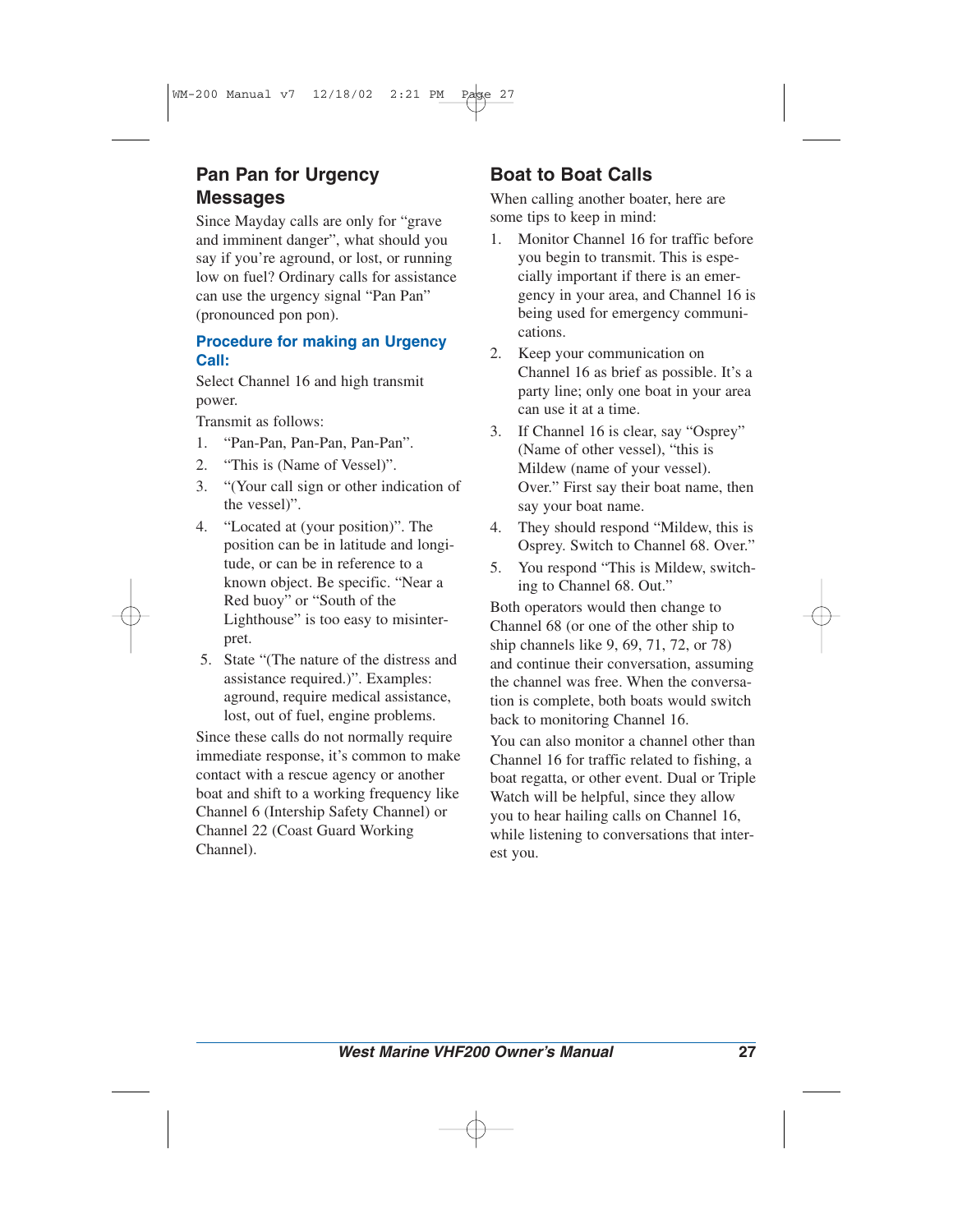## Pan Pan for Urgency Messages

Since Mayday calls are only for "grave and imminent danger", what should you say if you're aground, or lost, or running low on fuel? Ordinary calls for assistance can use the urgency signal "Pan Pan" (pronounced pon pon).

### Procedure for making an Urgency Call:

Select Channel 16 and high transmit power.

Transmit as follows:

1. "Pan-Pan, Pan-Pan, Pan-Pan".
2. "This is (Name of Vessel)".
3. "(Your call sign or other indication of the vessel)".
4. "Located at (your position)". The position can be in latitude and longitude, or can be in reference to a known object. Be specific. "Near a Red buoy" or "South of the Lighthouse" is too easy to misinterpret.
5. State "(The nature of the distress and assistance required.)". Examples: aground, require medical assistance, lost, out of fuel, engine problems.

Since these calls do not normally require immediate response, it's common to make contact with a rescue agency or another boat and shift to a working frequency like Channel 6 (Intership Safety Channel) or Channel 22 (Coast Guard Working Channel).

## Boat to Boat Calls

When calling another boater, here are some tips to keep in mind:

1. Monitor Channel 16 for traffic before you begin to transmit. This is especially important if there is an emergency in your area, and Channel 16 is being used for emergency communications.
2. Keep your communication on Channel 16 as brief as possible. It's a party line; only one boat in your area can use it at a time.
3. If Channel 16 is clear, say "Osprey" (Name of other vessel), "this is Mildew (name of your vessel). Over." First say their boat name, then say your boat name.
4. They should respond "Mildew, this is Osprey. Switch to Channel 68. Over."
5. You respond "This is Mildew, switching to Channel 68. Out."

Both operators would then change to Channel 68 (or one of the other ship to ship channels like 9, 69, 71, 72, or 78) and continue their conversation, assuming the channel was free. When the conversation is complete, both boats would switch back to monitoring Channel 16.

You can also monitor a channel other than Channel 16 for traffic related to fishing, a boat regatta, or other event. Dual or Triple Watch will be helpful, since they allow you to hear hailing calls on Channel 16, while listening to conversations that interest you.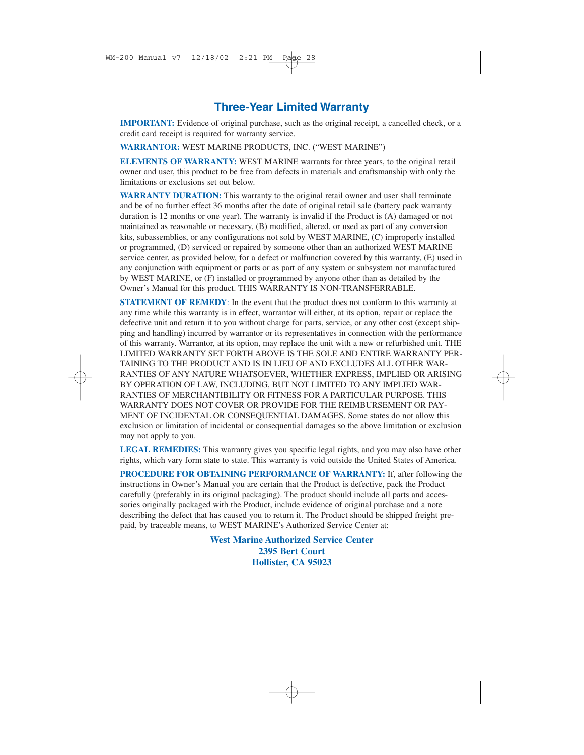## Three-Year Limited Warranty

**IMPORTANT:** Evidence of original purchase, such as the original receipt, a cancelled check, or a credit card receipt is required for warranty service.

**WARRANTOR:** WEST MARINE PRODUCTS, INC. ("WEST MARINE")

**ELEMENTS OF WARRANTY:** WEST MARINE warrants for three years, to the original retail owner and user, this product to be free from defects in materials and craftsmanship with only the limitations or exclusions set out below.

**WARRANTY DURATION:** This warranty to the original retail owner and user shall terminate and be of no further effect 36 months after the date of original retail sale (battery pack warranty duration is 12 months or one year). The warranty is invalid if the Product is (A) damaged or not maintained as reasonable or necessary, (B) modified, altered, or used as part of any conversion kits, subassemblies, or any configurations not sold by WEST MARINE, (C) improperly installed or programmed, (D) serviced or repaired by someone other than an authorized WEST MARINE service center, as provided below, for a defect or malfunction covered by this warranty, (E) used in any conjunction with equipment or parts or as part of any system or subsystem not manufactured by WEST MARINE, or (F) installed or programmed by anyone other than as detailed by the Owner's Manual for this product. THIS WARRANTY IS NON-TRANSFERRABLE.

**STATEMENT OF REMEDY**: In the event that the product does not conform to this warranty at any time while this warranty is in effect, warrantor will either, at its option, repair or replace the defective unit and return it to you without charge for parts, service, or any other cost (except shipping and handling) incurred by warrantor or its representatives in connection with the performance of this warranty. Warrantor, at its option, may replace the unit with a new or refurbished unit. THE LIMITED WARRANTY SET FORTH ABOVE IS THE SOLE AND ENTIRE WARRANTY PERTAINING TO THE PRODUCT AND IS IN LIEU OF AND EXCLUDES ALL OTHER WARRANTIES OF ANY NATURE WHATSOEVER, WHETHER EXPRESS, IMPLIED OR ARISING BY OPERATION OF LAW, INCLUDING, BUT NOT LIMITED TO ANY IMPLIED WARRANTIES OF MERCHANTIBILITY OR FITNESS FOR A PARTICULAR PURPOSE. THIS WARRANTY DOES NOT COVER OR PROVIDE FOR THE REIMBURSEMENT OR PAYMENT OF INCIDENTAL OR CONSEQUENTIAL DAMAGES. Some states do not allow this exclusion or limitation of incidental or consequential damages so the above limitation or exclusion may not apply to you.

**LEGAL REMEDIES:** This warranty gives you specific legal rights, and you may also have other rights, which vary form state to state. This warranty is void outside the United States of America.

**PROCEDURE FOR OBTAINING PERFORMANCE OF WARRANTY:** If, after following the instructions in Owner's Manual you are certain that the Product is defective, pack the Product carefully (preferably in its original packaging). The product should include all parts and accessories originally packaged with the Product, include evidence of original purchase and a note describing the defect that has caused you to return it. The Product should be shipped freight prepaid, by traceable means, to WEST MARINE's Authorized Service Center at:

**West Marine Authorized Service Center**
**2395 Bert Court**
**Hollister, CA 95023**